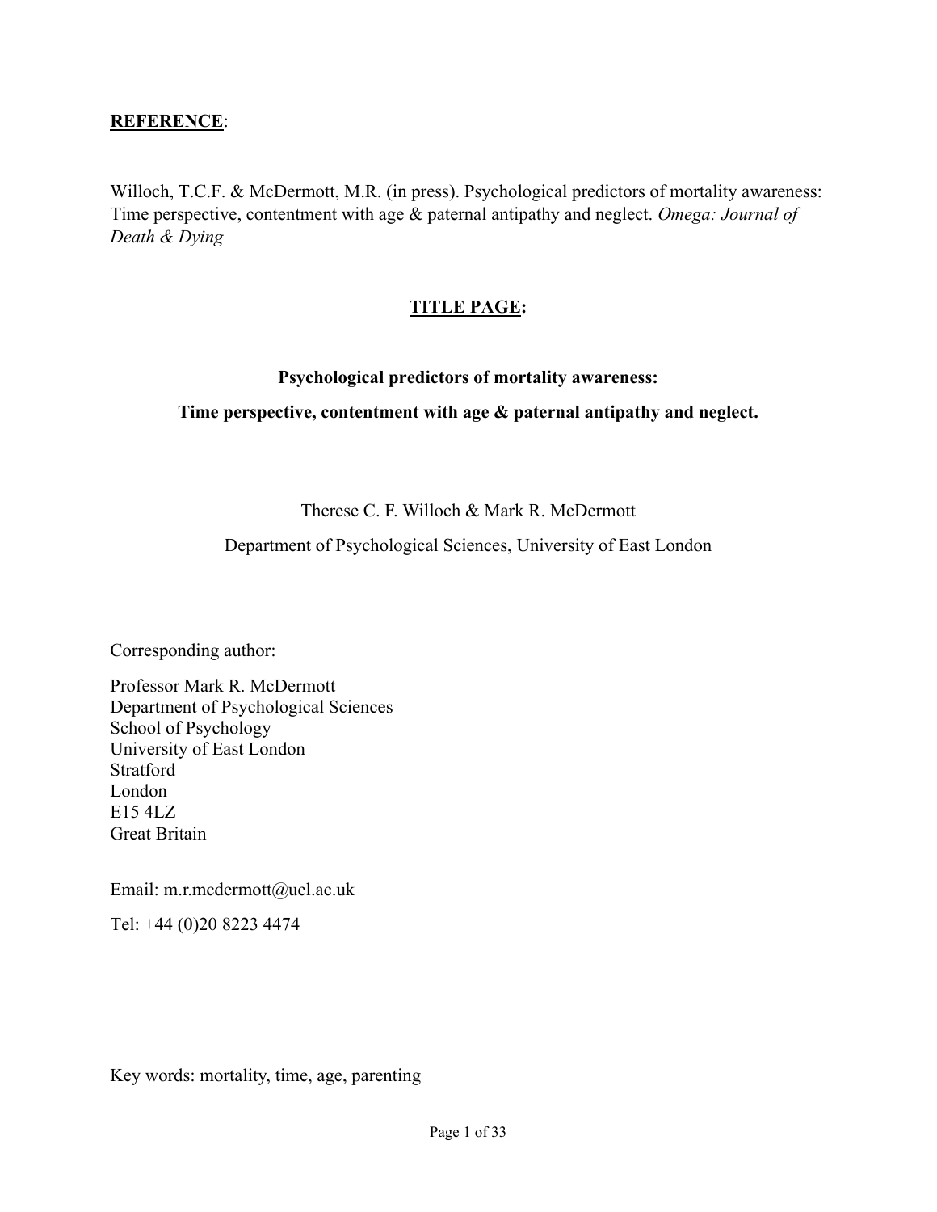**REFERENCE**:

Willoch, T.C.F. & McDermott, M.R. (in press). Psychological predictors of mortality awareness: Time perspective, contentment with age & paternal antipathy and neglect. *Omega: Journal of Death & Dying*

**TITLE PAGE:**

# Psychological predictors of mortality awareness:

## Time perspective, contentment with age & paternal antipathy and neglect.

Therese C. F. Willoch & Mark R. McDermott

Department of Psychological Sciences, University of East London

Corresponding author:

Professor Mark R. McDermott
Department of Psychological Sciences
School of Psychology
University of East London
Stratford
London
E15 4LZ
Great Britain

Email: m.r.mcdermott@uel.ac.uk

Tel: +44 (0)20 8223 4474

Key words: mortality, time, age, parenting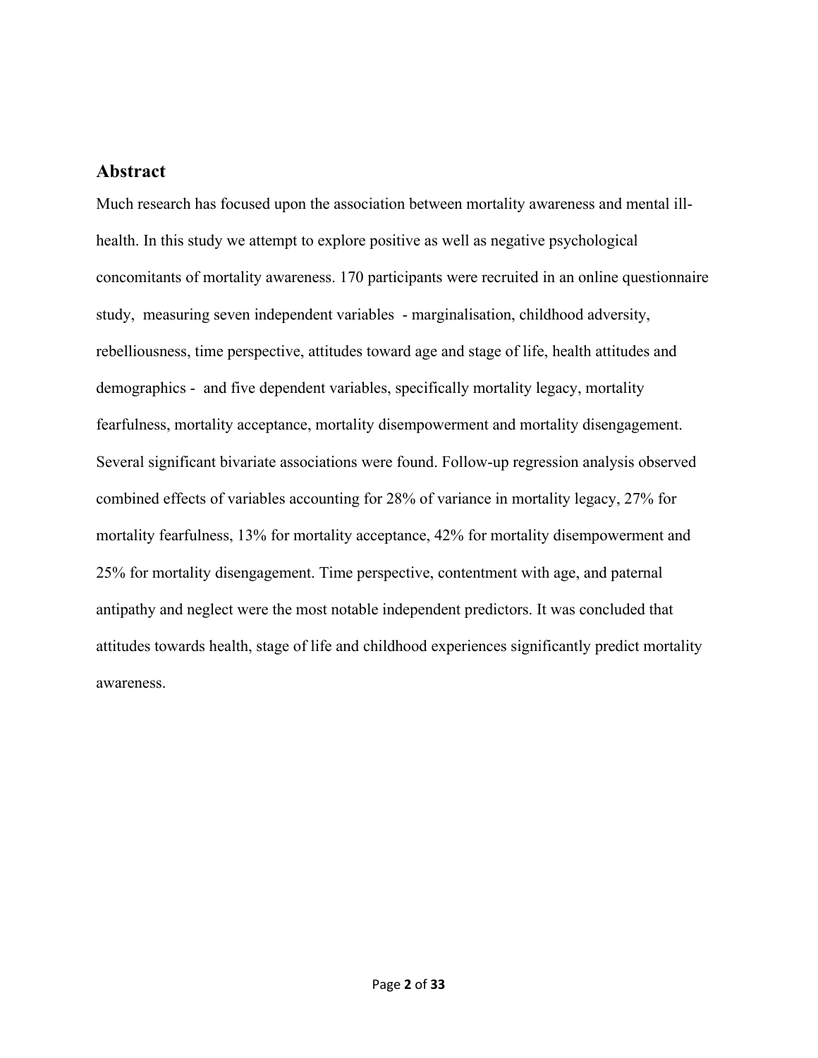## Abstract

Much research has focused upon the association between mortality awareness and mental ill-health. In this study we attempt to explore positive as well as negative psychological concomitants of mortality awareness. 170 participants were recruited in an online questionnaire study, measuring seven independent variables - marginalisation, childhood adversity, rebelliousness, time perspective, attitudes toward age and stage of life, health attitudes and demographics - and five dependent variables, specifically mortality legacy, mortality fearfulness, mortality acceptance, mortality disempowerment and mortality disengagement. Several significant bivariate associations were found. Follow-up regression analysis observed combined effects of variables accounting for 28% of variance in mortality legacy, 27% for mortality fearfulness, 13% for mortality acceptance, 42% for mortality disempowerment and 25% for mortality disengagement. Time perspective, contentment with age, and paternal antipathy and neglect were the most notable independent predictors. It was concluded that attitudes towards health, stage of life and childhood experiences significantly predict mortality awareness.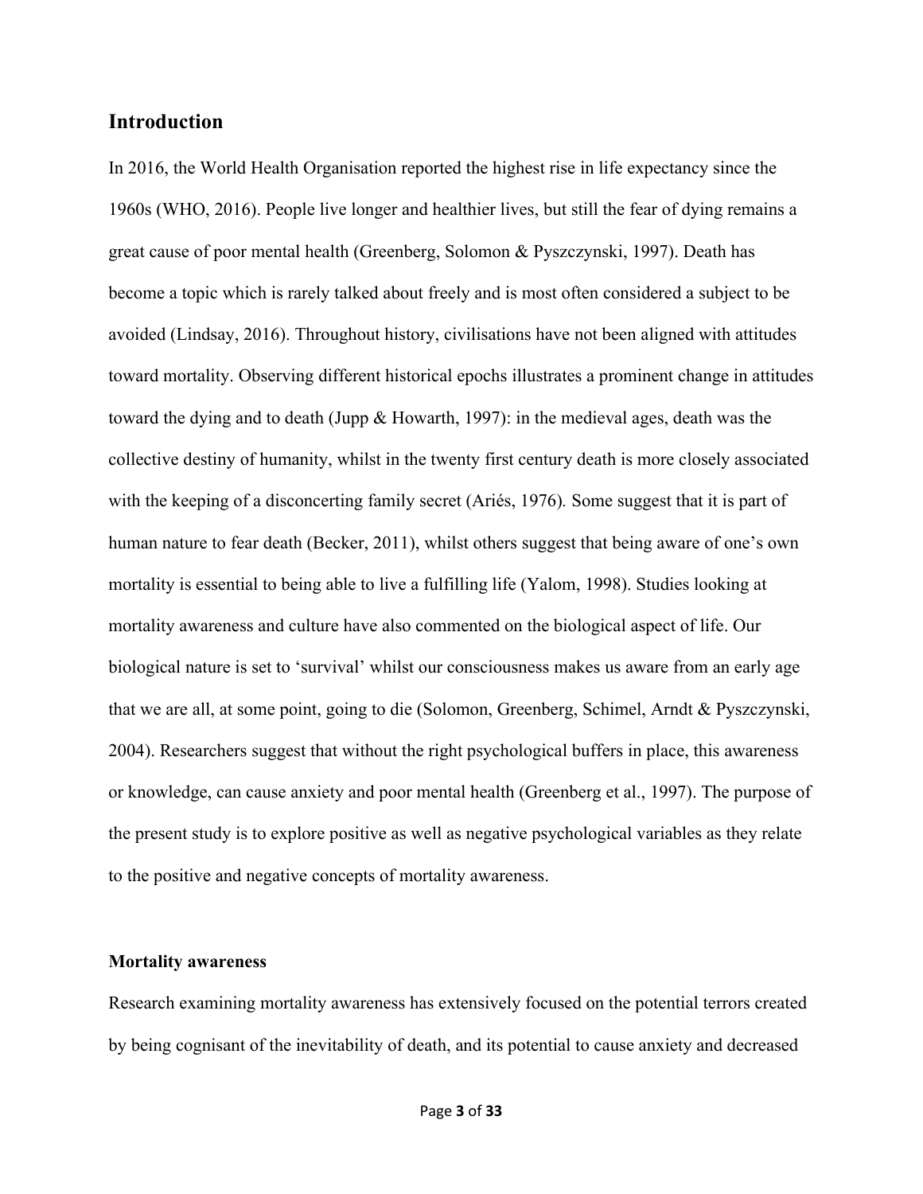## Introduction

In 2016, the World Health Organisation reported the highest rise in life expectancy since the 1960s (WHO, 2016). People live longer and healthier lives, but still the fear of dying remains a great cause of poor mental health (Greenberg, Solomon & Pyszczynski, 1997). Death has become a topic which is rarely talked about freely and is most often considered a subject to be avoided (Lindsay, 2016). Throughout history, civilisations have not been aligned with attitudes toward mortality. Observing different historical epochs illustrates a prominent change in attitudes toward the dying and to death (Jupp & Howarth, 1997): in the medieval ages, death was the collective destiny of humanity, whilst in the twenty first century death is more closely associated with the keeping of a disconcerting family secret (Ariés, 1976). Some suggest that it is part of human nature to fear death (Becker, 2011), whilst others suggest that being aware of one's own mortality is essential to being able to live a fulfilling life (Yalom, 1998). Studies looking at mortality awareness and culture have also commented on the biological aspect of life. Our biological nature is set to 'survival' whilst our consciousness makes us aware from an early age that we are all, at some point, going to die (Solomon, Greenberg, Schimel, Arndt & Pyszczynski, 2004). Researchers suggest that without the right psychological buffers in place, this awareness or knowledge, can cause anxiety and poor mental health (Greenberg et al., 1997). The purpose of the present study is to explore positive as well as negative psychological variables as they relate to the positive and negative concepts of mortality awareness.

### Mortality awareness

Research examining mortality awareness has extensively focused on the potential terrors created by being cognisant of the inevitability of death, and its potential to cause anxiety and decreased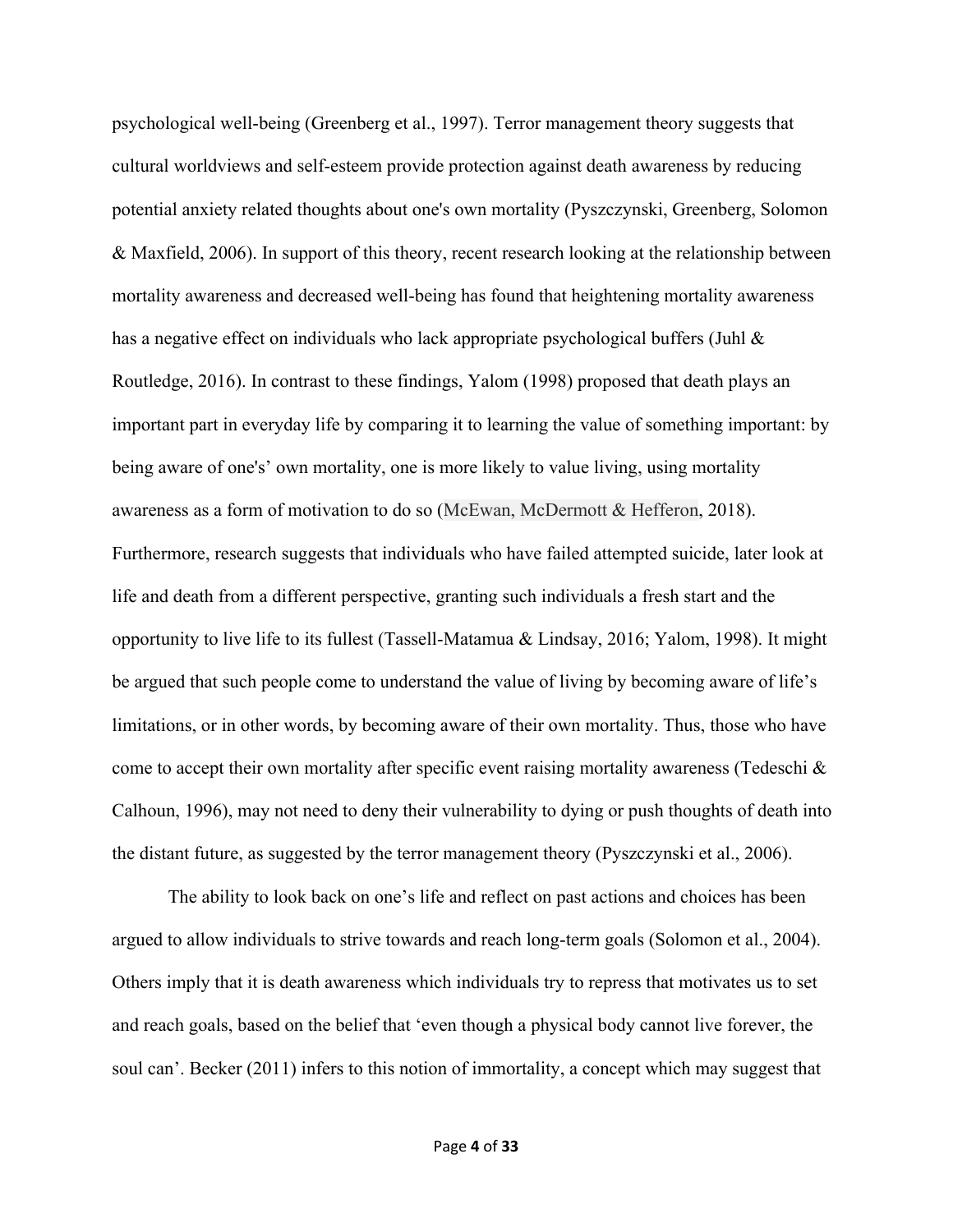psychological well-being (Greenberg et al., 1997). Terror management theory suggests that cultural worldviews and self-esteem provide protection against death awareness by reducing potential anxiety related thoughts about one's own mortality (Pyszczynski, Greenberg, Solomon & Maxfield, 2006). In support of this theory, recent research looking at the relationship between mortality awareness and decreased well-being has found that heightening mortality awareness has a negative effect on individuals who lack appropriate psychological buffers (Juhl & Routledge, 2016). In contrast to these findings, Yalom (1998) proposed that death plays an important part in everyday life by comparing it to learning the value of something important: by being aware of one's' own mortality, one is more likely to value living, using mortality awareness as a form of motivation to do so (McEwan, McDermott & Hefferon, 2018). Furthermore, research suggests that individuals who have failed attempted suicide, later look at life and death from a different perspective, granting such individuals a fresh start and the opportunity to live life to its fullest (Tassell-Matamua & Lindsay, 2016; Yalom, 1998). It might be argued that such people come to understand the value of living by becoming aware of life's limitations, or in other words, by becoming aware of their own mortality. Thus, those who have come to accept their own mortality after specific event raising mortality awareness (Tedeschi & Calhoun, 1996), may not need to deny their vulnerability to dying or push thoughts of death into the distant future, as suggested by the terror management theory (Pyszczynski et al., 2006).

The ability to look back on one's life and reflect on past actions and choices has been argued to allow individuals to strive towards and reach long-term goals (Solomon et al., 2004). Others imply that it is death awareness which individuals try to repress that motivates us to set and reach goals, based on the belief that 'even though a physical body cannot live forever, the soul can'. Becker (2011) infers to this notion of immortality, a concept which may suggest that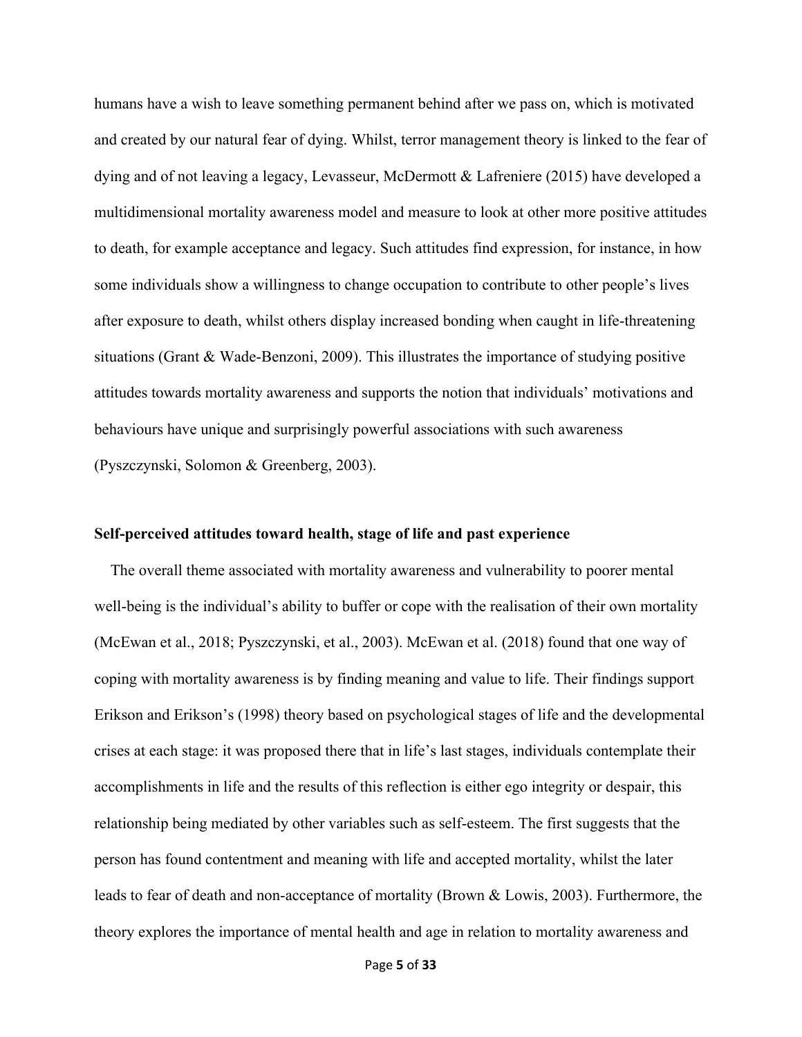humans have a wish to leave something permanent behind after we pass on, which is motivated and created by our natural fear of dying. Whilst, terror management theory is linked to the fear of dying and of not leaving a legacy, Levasseur, McDermott & Lafreniere (2015) have developed a multidimensional mortality awareness model and measure to look at other more positive attitudes to death, for example acceptance and legacy. Such attitudes find expression, for instance, in how some individuals show a willingness to change occupation to contribute to other people's lives after exposure to death, whilst others display increased bonding when caught in life-threatening situations (Grant & Wade-Benzoni, 2009). This illustrates the importance of studying positive attitudes towards mortality awareness and supports the notion that individuals' motivations and behaviours have unique and surprisingly powerful associations with such awareness (Pyszczynski, Solomon & Greenberg, 2003).

**Self-perceived attitudes toward health, stage of life and past experience**

The overall theme associated with mortality awareness and vulnerability to poorer mental well-being is the individual's ability to buffer or cope with the realisation of their own mortality (McEwan et al., 2018; Pyszczynski, et al., 2003). McEwan et al. (2018) found that one way of coping with mortality awareness is by finding meaning and value to life. Their findings support Erikson and Erikson's (1998) theory based on psychological stages of life and the developmental crises at each stage: it was proposed there that in life's last stages, individuals contemplate their accomplishments in life and the results of this reflection is either ego integrity or despair, this relationship being mediated by other variables such as self-esteem. The first suggests that the person has found contentment and meaning with life and accepted mortality, whilst the later leads to fear of death and non-acceptance of mortality (Brown & Lowis, 2003). Furthermore, the theory explores the importance of mental health and age in relation to mortality awareness and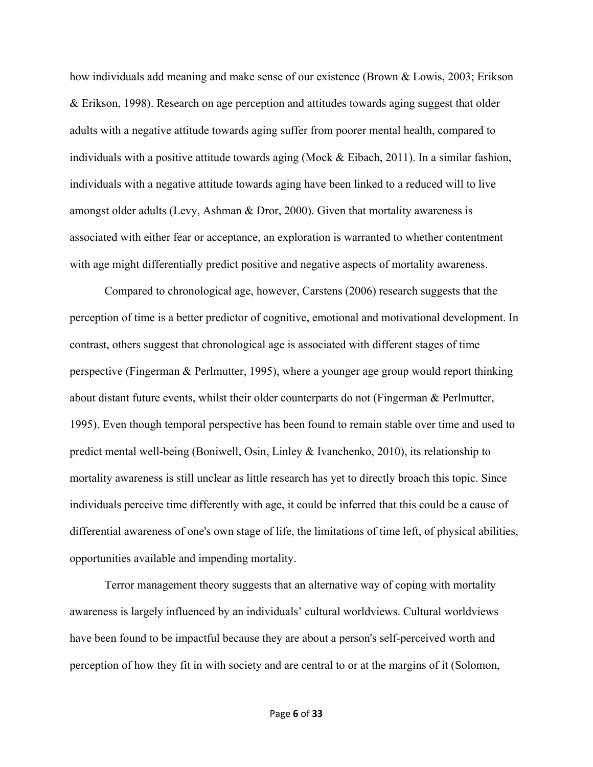how individuals add meaning and make sense of our existence (Brown & Lowis, 2003; Erikson & Erikson, 1998). Research on age perception and attitudes towards aging suggest that older adults with a negative attitude towards aging suffer from poorer mental health, compared to individuals with a positive attitude towards aging (Mock & Eibach, 2011). In a similar fashion, individuals with a negative attitude towards aging have been linked to a reduced will to live amongst older adults (Levy, Ashman & Dror, 2000). Given that mortality awareness is associated with either fear or acceptance, an exploration is warranted to whether contentment with age might differentially predict positive and negative aspects of mortality awareness.

Compared to chronological age, however, Carstens (2006) research suggests that the perception of time is a better predictor of cognitive, emotional and motivational development. In contrast, others suggest that chronological age is associated with different stages of time perspective (Fingerman & Perlmutter, 1995), where a younger age group would report thinking about distant future events, whilst their older counterparts do not (Fingerman & Perlmutter, 1995). Even though temporal perspective has been found to remain stable over time and used to predict mental well-being (Boniwell, Osin, Linley & Ivanchenko, 2010), its relationship to mortality awareness is still unclear as little research has yet to directly broach this topic. Since individuals perceive time differently with age, it could be inferred that this could be a cause of differential awareness of one's own stage of life, the limitations of time left, of physical abilities, opportunities available and impending mortality.

Terror management theory suggests that an alternative way of coping with mortality awareness is largely influenced by an individuals' cultural worldviews. Cultural worldviews have been found to be impactful because they are about a person's self-perceived worth and perception of how they fit in with society and are central to or at the margins of it (Solomon,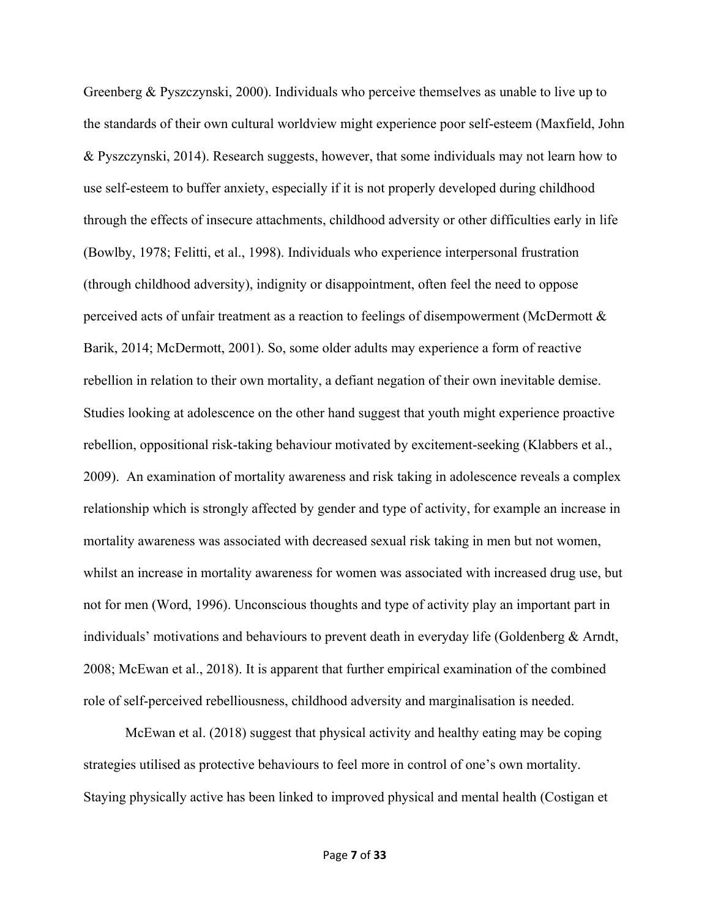Greenberg & Pyszczynski, 2000). Individuals who perceive themselves as unable to live up to the standards of their own cultural worldview might experience poor self-esteem (Maxfield, John & Pyszczynski, 2014). Research suggests, however, that some individuals may not learn how to use self-esteem to buffer anxiety, especially if it is not properly developed during childhood through the effects of insecure attachments, childhood adversity or other difficulties early in life (Bowlby, 1978; Felitti, et al., 1998). Individuals who experience interpersonal frustration (through childhood adversity), indignity or disappointment, often feel the need to oppose perceived acts of unfair treatment as a reaction to feelings of disempowerment (McDermott & Barik, 2014; McDermott, 2001). So, some older adults may experience a form of reactive rebellion in relation to their own mortality, a defiant negation of their own inevitable demise. Studies looking at adolescence on the other hand suggest that youth might experience proactive rebellion, oppositional risk-taking behaviour motivated by excitement-seeking (Klabbers et al., 2009). An examination of mortality awareness and risk taking in adolescence reveals a complex relationship which is strongly affected by gender and type of activity, for example an increase in mortality awareness was associated with decreased sexual risk taking in men but not women, whilst an increase in mortality awareness for women was associated with increased drug use, but not for men (Word, 1996). Unconscious thoughts and type of activity play an important part in individuals' motivations and behaviours to prevent death in everyday life (Goldenberg & Arndt, 2008; McEwan et al., 2018). It is apparent that further empirical examination of the combined role of self-perceived rebelliousness, childhood adversity and marginalisation is needed.

McEwan et al. (2018) suggest that physical activity and healthy eating may be coping strategies utilised as protective behaviours to feel more in control of one's own mortality. Staying physically active has been linked to improved physical and mental health (Costigan et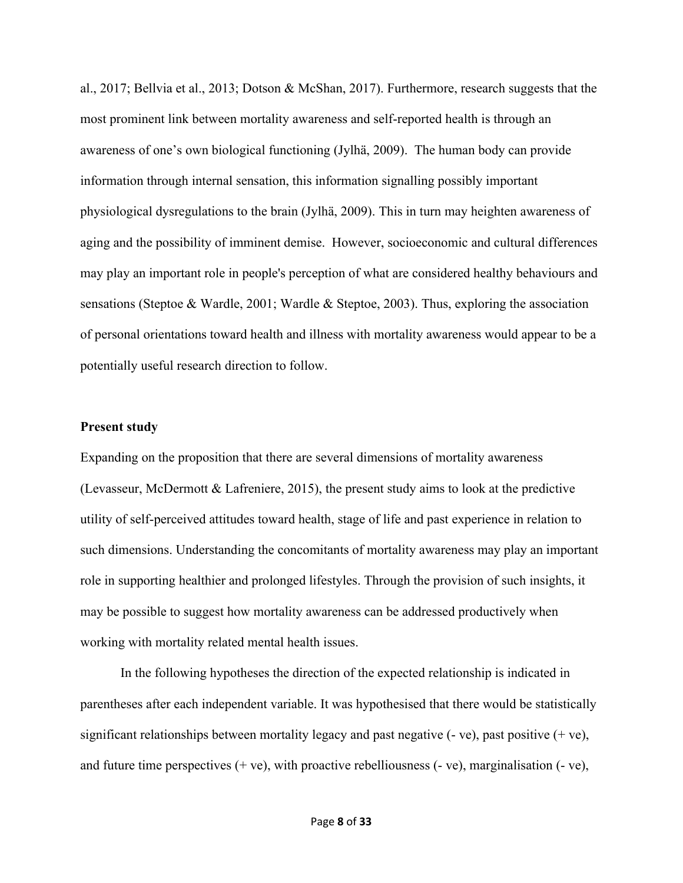al., 2017; Bellvia et al., 2013; Dotson & McShan, 2017). Furthermore, research suggests that the most prominent link between mortality awareness and self-reported health is through an awareness of one's own biological functioning (Jylhä, 2009). The human body can provide information through internal sensation, this information signalling possibly important physiological dysregulations to the brain (Jylhä, 2009). This in turn may heighten awareness of aging and the possibility of imminent demise. However, socioeconomic and cultural differences may play an important role in people's perception of what are considered healthy behaviours and sensations (Steptoe & Wardle, 2001; Wardle & Steptoe, 2003). Thus, exploring the association of personal orientations toward health and illness with mortality awareness would appear to be a potentially useful research direction to follow.

**Present study**

Expanding on the proposition that there are several dimensions of mortality awareness (Levasseur, McDermott & Lafreniere, 2015), the present study aims to look at the predictive utility of self-perceived attitudes toward health, stage of life and past experience in relation to such dimensions. Understanding the concomitants of mortality awareness may play an important role in supporting healthier and prolonged lifestyles. Through the provision of such insights, it may be possible to suggest how mortality awareness can be addressed productively when working with mortality related mental health issues.

In the following hypotheses the direction of the expected relationship is indicated in parentheses after each independent variable. It was hypothesised that there would be statistically significant relationships between mortality legacy and past negative (- ve), past positive (+ ve), and future time perspectives (+ ve), with proactive rebelliousness (- ve), marginalisation (- ve),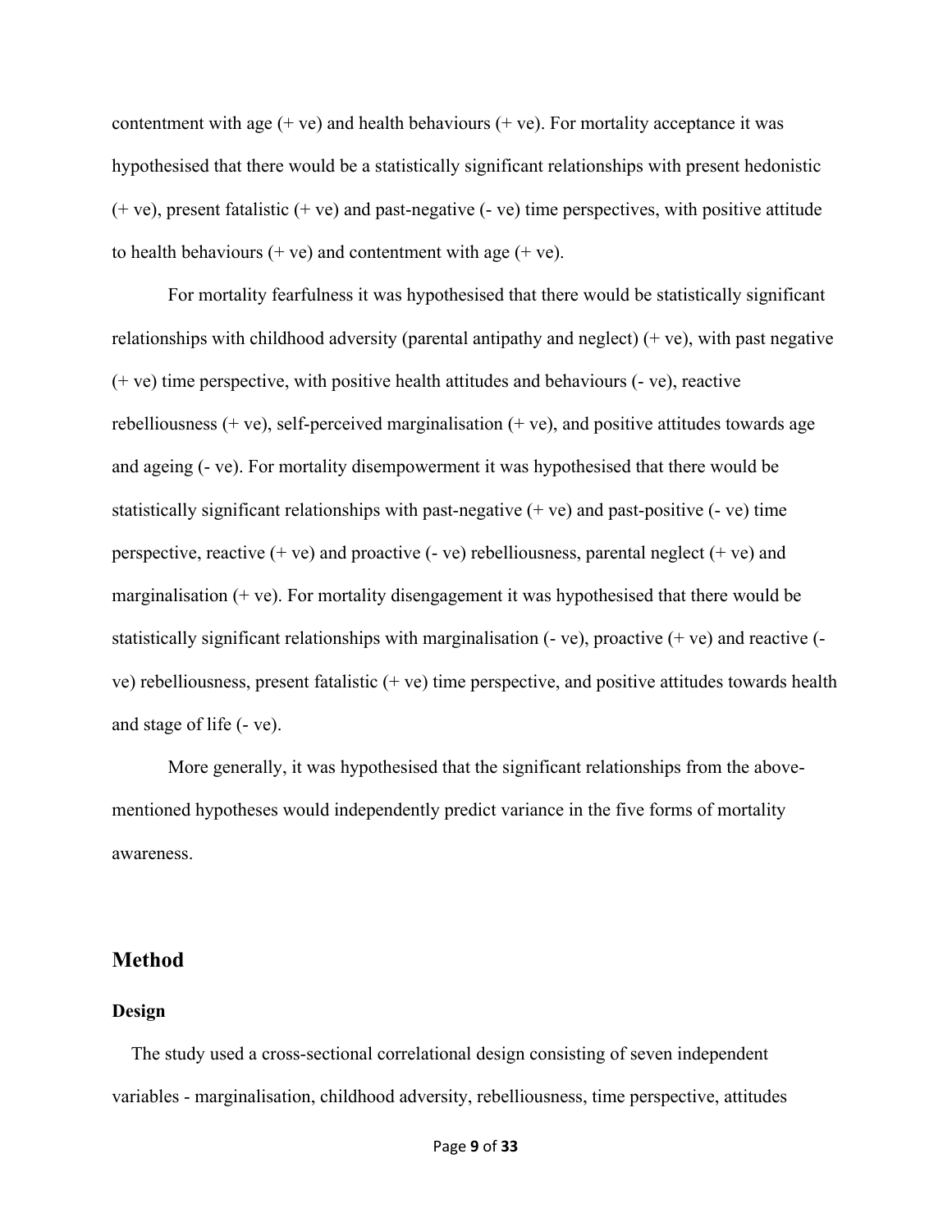contentment with age (+ ve) and health behaviours (+ ve). For mortality acceptance it was hypothesised that there would be a statistically significant relationships with present hedonistic (+ ve), present fatalistic (+ ve) and past-negative (- ve) time perspectives, with positive attitude to health behaviours (+ ve) and contentment with age (+ ve).

For mortality fearfulness it was hypothesised that there would be statistically significant relationships with childhood adversity (parental antipathy and neglect) (+ ve), with past negative (+ ve) time perspective, with positive health attitudes and behaviours (- ve), reactive rebelliousness (+ ve), self-perceived marginalisation (+ ve), and positive attitudes towards age and ageing (- ve). For mortality disempowerment it was hypothesised that there would be statistically significant relationships with past-negative (+ ve) and past-positive (- ve) time perspective, reactive (+ ve) and proactive (- ve) rebelliousness, parental neglect (+ ve) and marginalisation (+ ve). For mortality disengagement it was hypothesised that there would be statistically significant relationships with marginalisation (- ve), proactive (+ ve) and reactive (- ve) rebelliousness, present fatalistic (+ ve) time perspective, and positive attitudes towards health and stage of life (- ve).

More generally, it was hypothesised that the significant relationships from the above-mentioned hypotheses would independently predict variance in the five forms of mortality awareness.

## Method

### Design

The study used a cross-sectional correlational design consisting of seven independent variables - marginalisation, childhood adversity, rebelliousness, time perspective, attitudes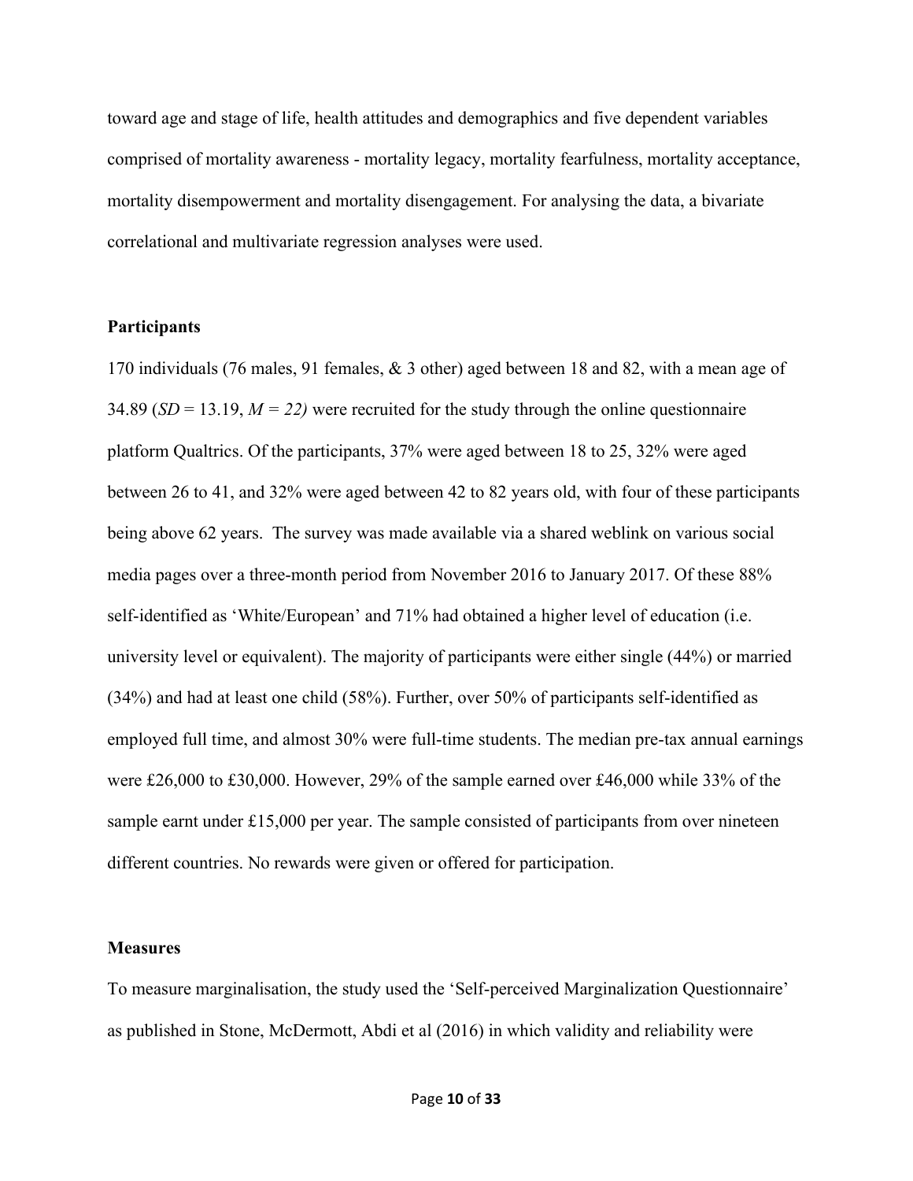toward age and stage of life, health attitudes and demographics and five dependent variables comprised of mortality awareness - mortality legacy, mortality fearfulness, mortality acceptance, mortality disempowerment and mortality disengagement. For analysing the data, a bivariate correlational and multivariate regression analyses were used.

**Participants**

170 individuals (76 males, 91 females, & 3 other) aged between 18 and 82, with a mean age of 34.89 (*SD* = 13.19, *M = 22)* were recruited for the study through the online questionnaire platform Qualtrics. Of the participants, 37% were aged between 18 to 25, 32% were aged between 26 to 41, and 32% were aged between 42 to 82 years old, with four of these participants being above 62 years. The survey was made available via a shared weblink on various social media pages over a three-month period from November 2016 to January 2017. Of these 88% self-identified as 'White/European' and 71% had obtained a higher level of education (i.e. university level or equivalent). The majority of participants were either single (44%) or married (34%) and had at least one child (58%). Further, over 50% of participants self-identified as employed full time, and almost 30% were full-time students. The median pre-tax annual earnings were £26,000 to £30,000. However, 29% of the sample earned over £46,000 while 33% of the sample earnt under £15,000 per year. The sample consisted of participants from over nineteen different countries. No rewards were given or offered for participation.

**Measures**

To measure marginalisation, the study used the 'Self-perceived Marginalization Questionnaire' as published in Stone, McDermott, Abdi et al (2016) in which validity and reliability were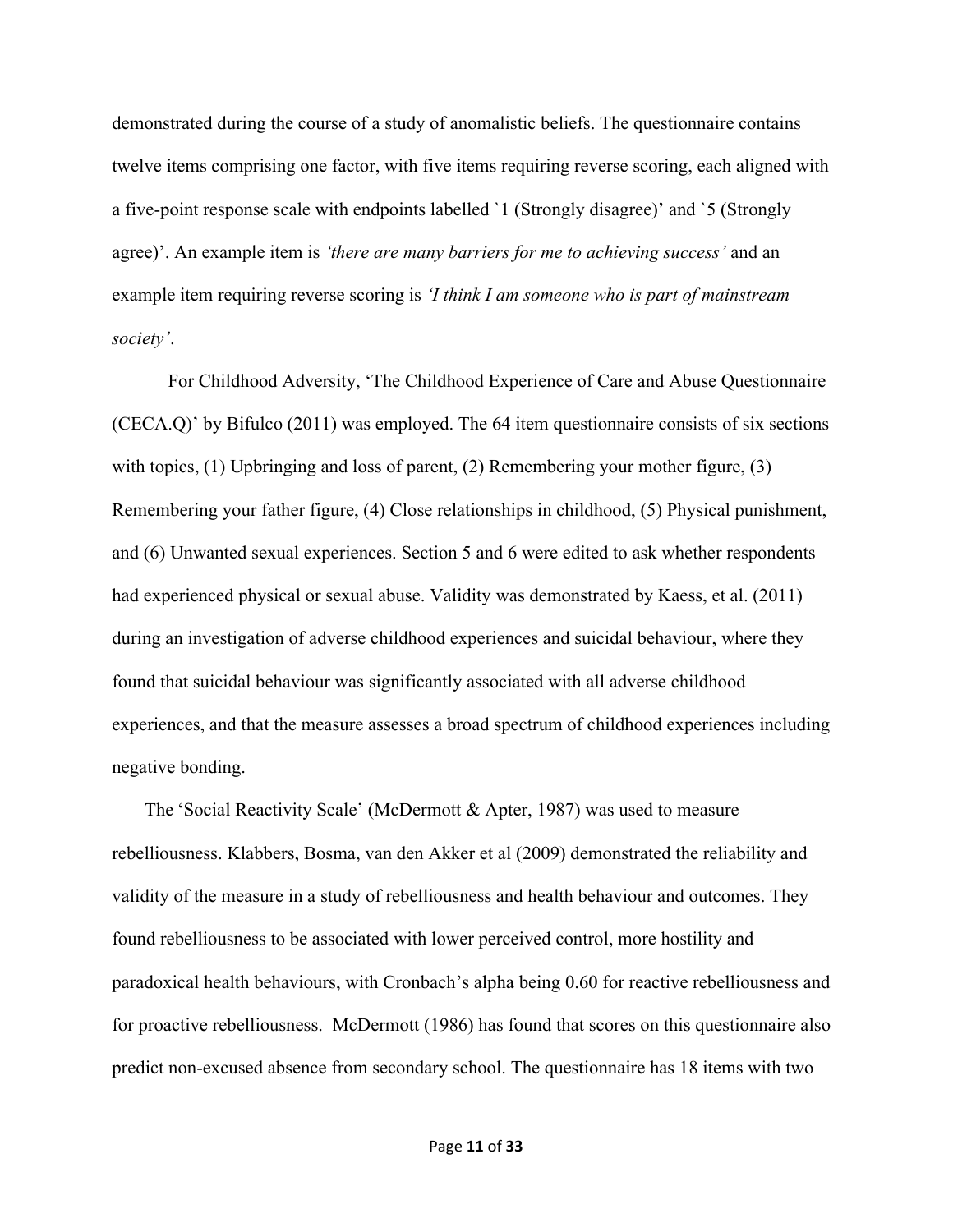demonstrated during the course of a study of anomalistic beliefs. The questionnaire contains twelve items comprising one factor, with five items requiring reverse scoring, each aligned with a five-point response scale with endpoints labelled `1 (Strongly disagree)' and `5 (Strongly agree)'. An example item is *'there are many barriers for me to achieving success'* and an example item requiring reverse scoring is *'I think I am someone who is part of mainstream society'*.

For Childhood Adversity, 'The Childhood Experience of Care and Abuse Questionnaire (CECA.Q)' by Bifulco (2011) was employed. The 64 item questionnaire consists of six sections with topics, (1) Upbringing and loss of parent, (2) Remembering your mother figure, (3) Remembering your father figure, (4) Close relationships in childhood, (5) Physical punishment, and (6) Unwanted sexual experiences. Section 5 and 6 were edited to ask whether respondents had experienced physical or sexual abuse. Validity was demonstrated by Kaess, et al. (2011) during an investigation of adverse childhood experiences and suicidal behaviour, where they found that suicidal behaviour was significantly associated with all adverse childhood experiences, and that the measure assesses a broad spectrum of childhood experiences including negative bonding.

The 'Social Reactivity Scale' (McDermott & Apter, 1987) was used to measure rebelliousness. Klabbers, Bosma, van den Akker et al (2009) demonstrated the reliability and validity of the measure in a study of rebelliousness and health behaviour and outcomes. They found rebelliousness to be associated with lower perceived control, more hostility and paradoxical health behaviours, with Cronbach's alpha being 0.60 for reactive rebelliousness and for proactive rebelliousness. McDermott (1986) has found that scores on this questionnaire also predict non-excused absence from secondary school. The questionnaire has 18 items with two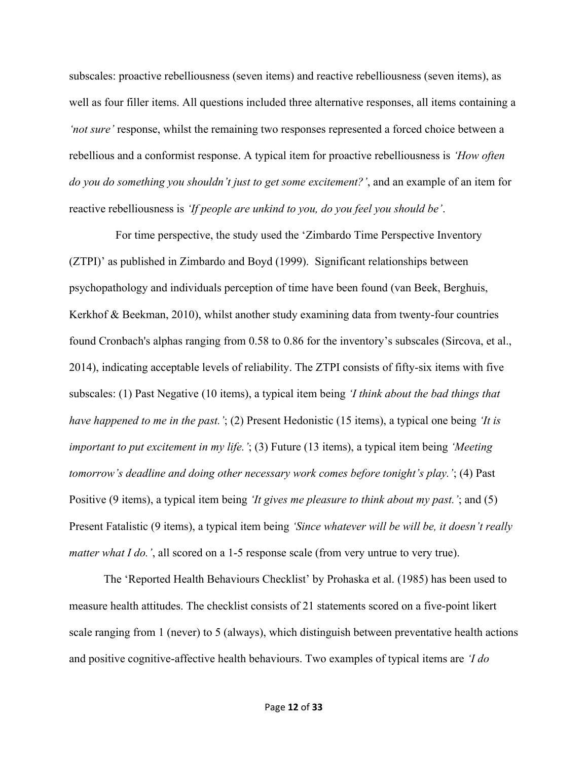subscales: proactive rebelliousness (seven items) and reactive rebelliousness (seven items), as well as four filler items. All questions included three alternative responses, all items containing a *'not sure'* response, whilst the remaining two responses represented a forced choice between a rebellious and a conformist response. A typical item for proactive rebelliousness is *'How often do you do something you shouldn't just to get some excitement?'*, and an example of an item for reactive rebelliousness is *'If people are unkind to you, do you feel you should be'*.

For time perspective, the study used the 'Zimbardo Time Perspective Inventory (ZTPI)' as published in Zimbardo and Boyd (1999). Significant relationships between psychopathology and individuals perception of time have been found (van Beek, Berghuis, Kerkhof & Beekman, 2010), whilst another study examining data from twenty-four countries found Cronbach's alphas ranging from 0.58 to 0.86 for the inventory's subscales (Sircova, et al., 2014), indicating acceptable levels of reliability. The ZTPI consists of fifty-six items with five subscales: (1) Past Negative (10 items), a typical item being *'I think about the bad things that have happened to me in the past.'*; (2) Present Hedonistic (15 items), a typical one being *'It is important to put excitement in my life.'*; (3) Future (13 items), a typical item being *'Meeting tomorrow's deadline and doing other necessary work comes before tonight's play.'*; (4) Past Positive (9 items), a typical item being *'It gives me pleasure to think about my past.'*; and (5) Present Fatalistic (9 items), a typical item being *'Since whatever will be will be, it doesn't really matter what I do.'*, all scored on a 1-5 response scale (from very untrue to very true).

The 'Reported Health Behaviours Checklist' by Prohaska et al. (1985) has been used to measure health attitudes. The checklist consists of 21 statements scored on a five-point likert scale ranging from 1 (never) to 5 (always), which distinguish between preventative health actions and positive cognitive-affective health behaviours. Two examples of typical items are *'I do*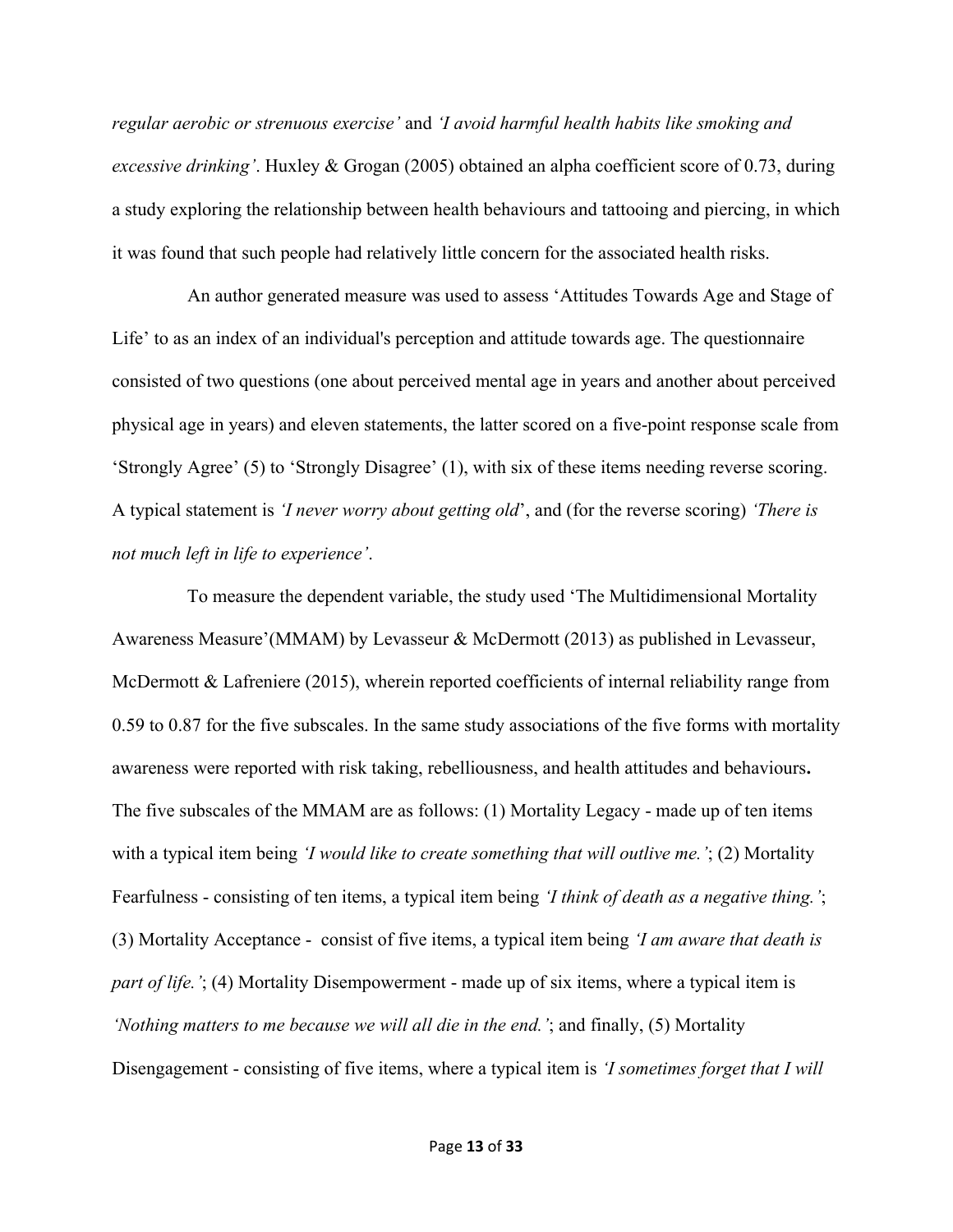*regular aerobic or strenuous exercise'* and *'I avoid harmful health habits like smoking and excessive drinking'*. Huxley & Grogan (2005) obtained an alpha coefficient score of 0.73, during a study exploring the relationship between health behaviours and tattooing and piercing, in which it was found that such people had relatively little concern for the associated health risks.

An author generated measure was used to assess 'Attitudes Towards Age and Stage of Life' to as an index of an individual's perception and attitude towards age. The questionnaire consisted of two questions (one about perceived mental age in years and another about perceived physical age in years) and eleven statements, the latter scored on a five-point response scale from 'Strongly Agree' (5) to 'Strongly Disagree' (1), with six of these items needing reverse scoring. A typical statement is *'I never worry about getting old*', and (for the reverse scoring) *'There is not much left in life to experience'*.

To measure the dependent variable, the study used 'The Multidimensional Mortality Awareness Measure'(MMAM) by Levasseur & McDermott (2013) as published in Levasseur, McDermott & Lafreniere (2015), wherein reported coefficients of internal reliability range from 0.59 to 0.87 for the five subscales. In the same study associations of the five forms with mortality awareness were reported with risk taking, rebelliousness, and health attitudes and behaviours**.** The five subscales of the MMAM are as follows: (1) Mortality Legacy - made up of ten items with a typical item being *'I would like to create something that will outlive me.'*; (2) Mortality Fearfulness - consisting of ten items, a typical item being *'I think of death as a negative thing.'*; (3) Mortality Acceptance - consist of five items, a typical item being *'I am aware that death is part of life.'*; (4) Mortality Disempowerment - made up of six items, where a typical item is *'Nothing matters to me because we will all die in the end.'*; and finally, (5) Mortality Disengagement - consisting of five items, where a typical item is *'I sometimes forget that I will*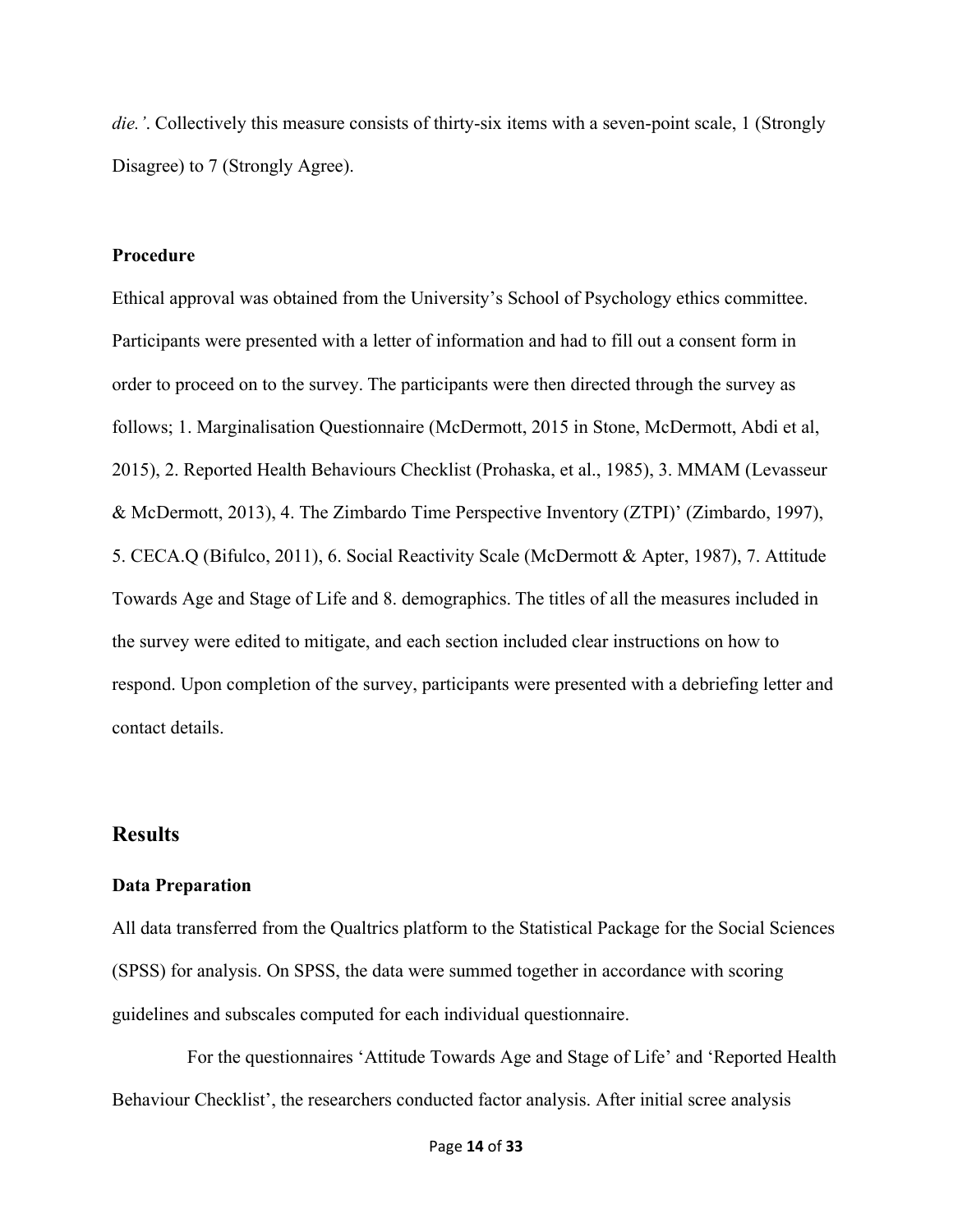*die.'*. Collectively this measure consists of thirty-six items with a seven-point scale, 1 (Strongly Disagree) to 7 (Strongly Agree).

**Procedure**

Ethical approval was obtained from the University's School of Psychology ethics committee. Participants were presented with a letter of information and had to fill out a consent form in order to proceed on to the survey. The participants were then directed through the survey as follows; 1. Marginalisation Questionnaire (McDermott, 2015 in Stone, McDermott, Abdi et al, 2015), 2. Reported Health Behaviours Checklist (Prohaska, et al., 1985), 3. MMAM (Levasseur & McDermott, 2013), 4. The Zimbardo Time Perspective Inventory (ZTPI)' (Zimbardo, 1997), 5. CECA.Q (Bifulco, 2011), 6. Social Reactivity Scale (McDermott & Apter, 1987), 7. Attitude Towards Age and Stage of Life and 8. demographics. The titles of all the measures included in the survey were edited to mitigate, and each section included clear instructions on how to respond. Upon completion of the survey, participants were presented with a debriefing letter and contact details.

## Results

**Data Preparation**

All data transferred from the Qualtrics platform to the Statistical Package for the Social Sciences (SPSS) for analysis. On SPSS, the data were summed together in accordance with scoring guidelines and subscales computed for each individual questionnaire.

For the questionnaires 'Attitude Towards Age and Stage of Life' and 'Reported Health Behaviour Checklist', the researchers conducted factor analysis. After initial scree analysis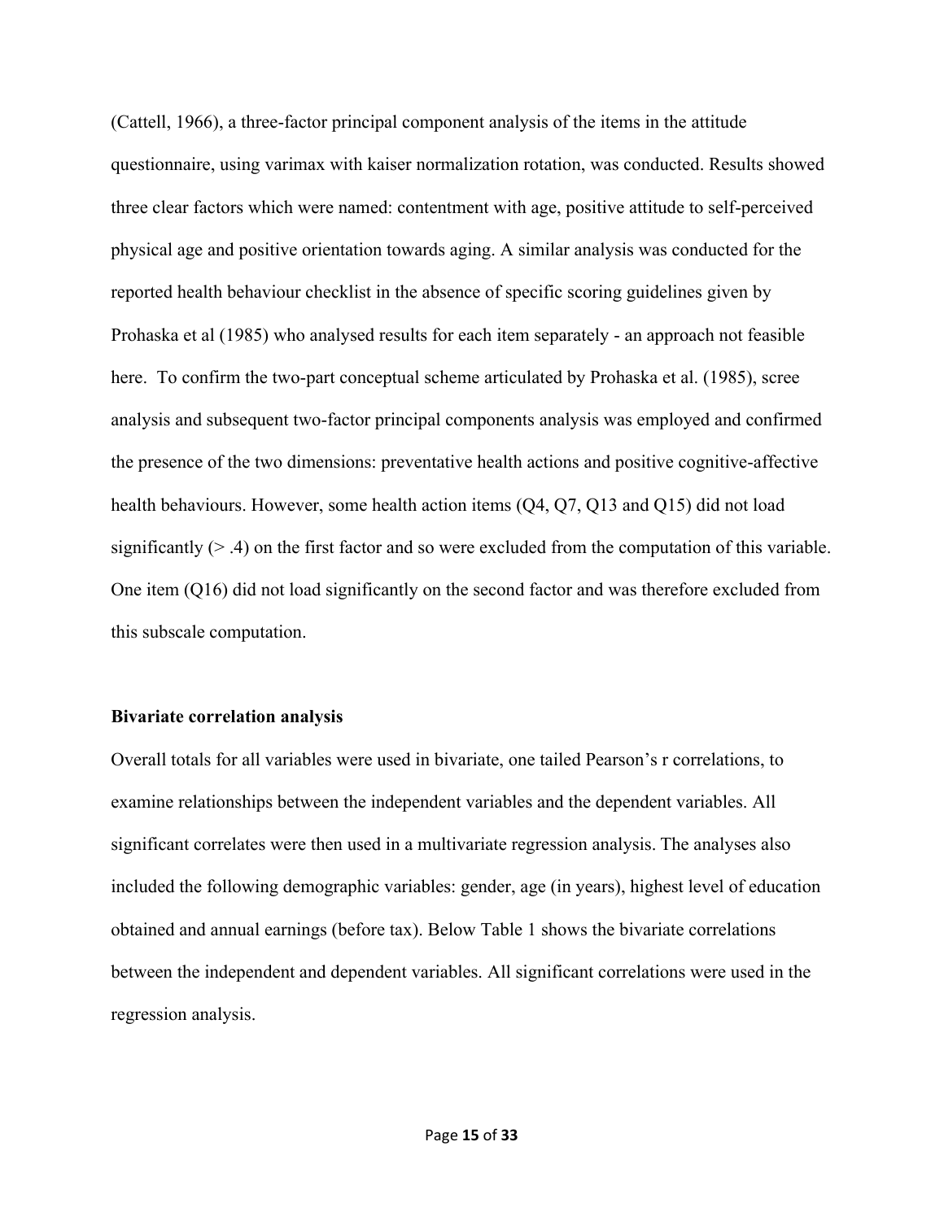(Cattell, 1966), a three-factor principal component analysis of the items in the attitude questionnaire, using varimax with kaiser normalization rotation, was conducted. Results showed three clear factors which were named: contentment with age, positive attitude to self-perceived physical age and positive orientation towards aging. A similar analysis was conducted for the reported health behaviour checklist in the absence of specific scoring guidelines given by Prohaska et al (1985) who analysed results for each item separately - an approach not feasible here. To confirm the two-part conceptual scheme articulated by Prohaska et al. (1985), scree analysis and subsequent two-factor principal components analysis was employed and confirmed the presence of the two dimensions: preventative health actions and positive cognitive-affective health behaviours. However, some health action items (Q4, Q7, Q13 and Q15) did not load significantly (> .4) on the first factor and so were excluded from the computation of this variable. One item (Q16) did not load significantly on the second factor and was therefore excluded from this subscale computation.

**Bivariate correlation analysis**

Overall totals for all variables were used in bivariate, one tailed Pearson's r correlations, to examine relationships between the independent variables and the dependent variables. All significant correlates were then used in a multivariate regression analysis. The analyses also included the following demographic variables: gender, age (in years), highest level of education obtained and annual earnings (before tax). Below Table 1 shows the bivariate correlations between the independent and dependent variables. All significant correlations were used in the regression analysis.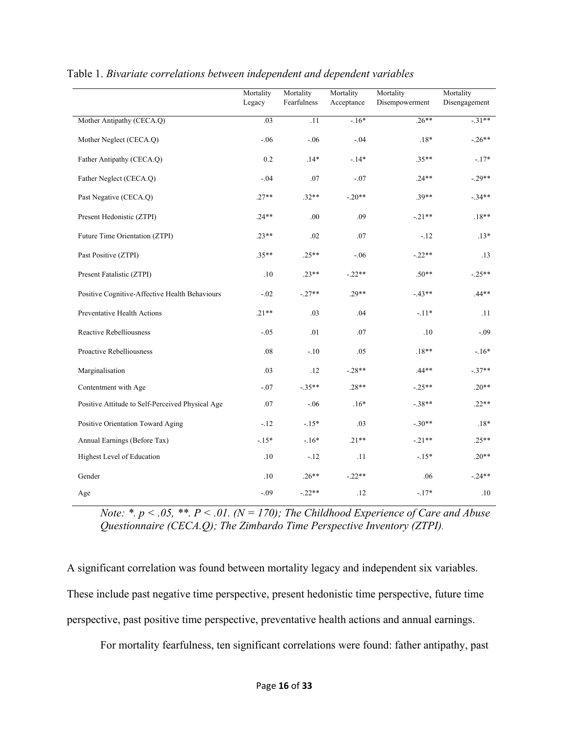Table 1. *Bivariate correlations between independent and dependent variables*

| | Mortality Legacy | Mortality Fearfulness | Mortality Acceptance | Mortality Disempowerment | Mortality Disengagement |
|---|---|---|---|---|---|
| Mother Antipathy (CECA.Q) | .03 | .11 | -.16* | .26** | -.31** |
| Mother Neglect (CECA.Q) | -.06 | -.06 | -.04 | .18* | -.26** |
| Father Antipathy (CECA.Q) | 0.2 | .14* | -.14* | .35** | -.17* |
| Father Neglect (CECA.Q) | -.04 | .07 | -.07 | .24** | -.29** |
| Past Negative (CECA.Q) | .27** | .32** | -.20** | .39** | -.34** |
| Present Hedonistic (ZTPI) | .24** | .00 | .09 | -.21** | .18** |
| Future Time Orientation (ZTPI) | .23** | .02 | .07 | -.12 | .13* |
| Past Positive (ZTPI) | .35** | .25** | -.06 | -.22** | .13 |
| Present Fatalistic (ZTPI) | .10 | .23** | -.22** | .50** | -.25** |
| Positive Cognitive-Affective Health Behaviours | -.02 | -.27** | .29** | -.43** | .44** |
| Preventative Health Actions | .21** | .03 | .04 | -.11* | .11 |
| Reactive Rebelliousness | -.05 | .01 | .07 | .10 | -.09 |
| Proactive Rebelliousness | .08 | -.10 | .05 | .18** | -.16* |
| Marginalisation | .03 | .12 | -.28** | .44** | -.37** |
| Contentment with Age | -.07 | -.35** | .28** | -.25** | .20** |
| Positive Attitude to Self-Perceived Physical Age | .07 | -.06 | .16* | -.38** | .22** |
| Positive Orientation Toward Aging | -.12 | -.15* | .03 | -.30** | .18* |
| Annual Earnings (Before Tax) | -.15* | -.16* | .21** | -.21** | .25** |
| Highest Level of Education | .10 | -.12 | .11 | -.15* | .20** |
| Gender | .10 | .26** | -.22** | .06 | -.24** |
| Age | -.09 | -.22** | .12 | -.17* | .10 |

*Note: \*. p < .05, \*\*. P < .01. (N = 170); The Childhood Experience of Care and Abuse Questionnaire (CECA.Q); The Zimbardo Time Perspective Inventory (ZTPI).*

A significant correlation was found between mortality legacy and independent six variables. These include past negative time perspective, present hedonistic time perspective, future time perspective, past positive time perspective, preventative health actions and annual earnings.

For mortality fearfulness, ten significant correlations were found: father antipathy, past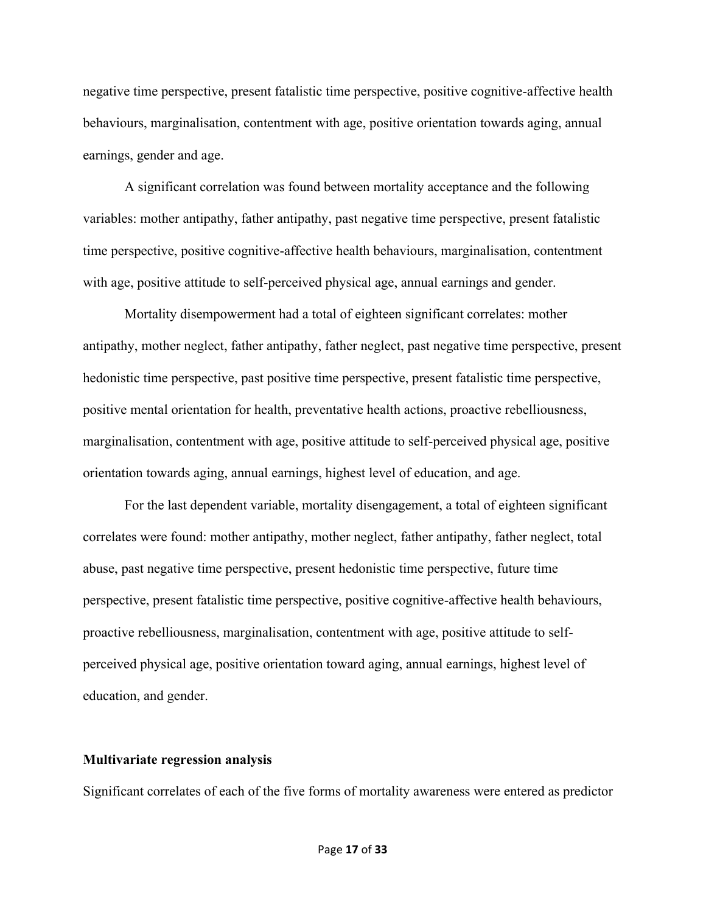negative time perspective, present fatalistic time perspective, positive cognitive-affective health behaviours, marginalisation, contentment with age, positive orientation towards aging, annual earnings, gender and age.

A significant correlation was found between mortality acceptance and the following variables: mother antipathy, father antipathy, past negative time perspective, present fatalistic time perspective, positive cognitive-affective health behaviours, marginalisation, contentment with age, positive attitude to self-perceived physical age, annual earnings and gender.

Mortality disempowerment had a total of eighteen significant correlates: mother antipathy, mother neglect, father antipathy, father neglect, past negative time perspective, present hedonistic time perspective, past positive time perspective, present fatalistic time perspective, positive mental orientation for health, preventative health actions, proactive rebelliousness, marginalisation, contentment with age, positive attitude to self-perceived physical age, positive orientation towards aging, annual earnings, highest level of education, and age.

For the last dependent variable, mortality disengagement, a total of eighteen significant correlates were found: mother antipathy, mother neglect, father antipathy, father neglect, total abuse, past negative time perspective, present hedonistic time perspective, future time perspective, present fatalistic time perspective, positive cognitive-affective health behaviours, proactive rebelliousness, marginalisation, contentment with age, positive attitude to self-perceived physical age, positive orientation toward aging, annual earnings, highest level of education, and gender.

**Multivariate regression analysis**

Significant correlates of each of the five forms of mortality awareness were entered as predictor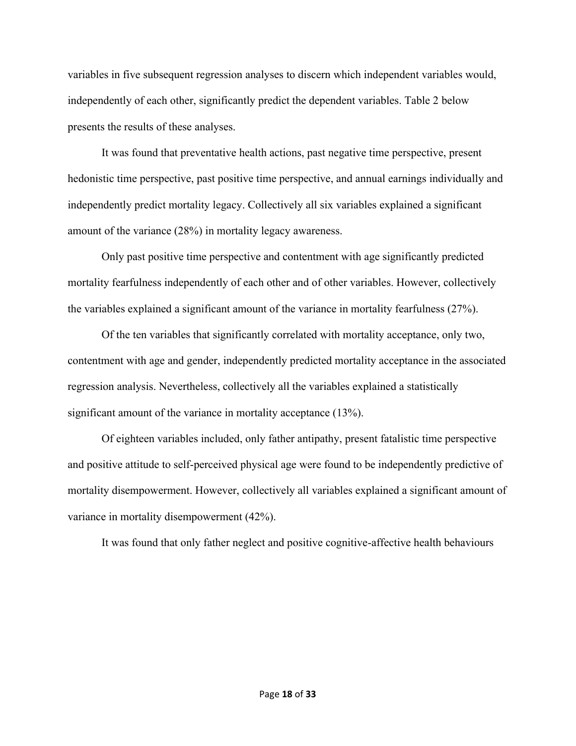variables in five subsequent regression analyses to discern which independent variables would, independently of each other, significantly predict the dependent variables. Table 2 below presents the results of these analyses.

It was found that preventative health actions, past negative time perspective, present hedonistic time perspective, past positive time perspective, and annual earnings individually and independently predict mortality legacy. Collectively all six variables explained a significant amount of the variance (28%) in mortality legacy awareness.

Only past positive time perspective and contentment with age significantly predicted mortality fearfulness independently of each other and of other variables. However, collectively the variables explained a significant amount of the variance in mortality fearfulness (27%).

Of the ten variables that significantly correlated with mortality acceptance, only two, contentment with age and gender, independently predicted mortality acceptance in the associated regression analysis. Nevertheless, collectively all the variables explained a statistically significant amount of the variance in mortality acceptance (13%).

Of eighteen variables included, only father antipathy, present fatalistic time perspective and positive attitude to self-perceived physical age were found to be independently predictive of mortality disempowerment. However, collectively all variables explained a significant amount of variance in mortality disempowerment (42%).

It was found that only father neglect and positive cognitive-affective health behaviours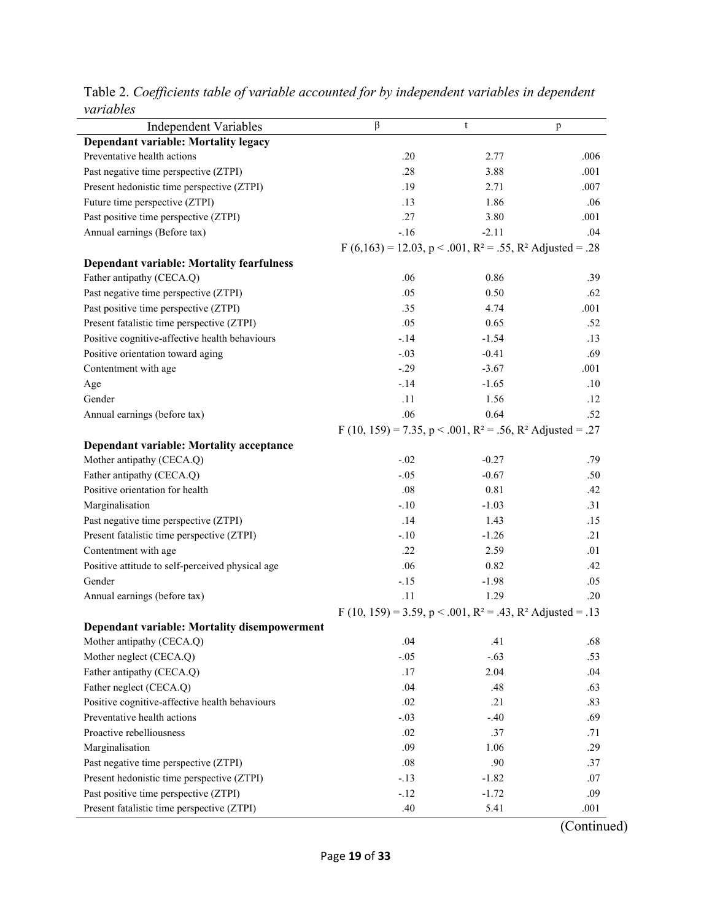Table 2. *Coefficients table of variable accounted for by independent variables in dependent variables*

| Independent Variables | β | t | p |
|---|---|---|---|
| **Dependant variable: Mortality legacy** | | | |
| Preventative health actions | .20 | 2.77 | .006 |
| Past negative time perspective (ZTPI) | .28 | 3.88 | .001 |
| Present hedonistic time perspective (ZTPI) | .19 | 2.71 | .007 |
| Future time perspective (ZTPI) | .13 | 1.86 | .06 |
| Past positive time perspective (ZTPI) | .27 | 3.80 | .001 |
| Annual earnings (Before tax) | -.16 | -2.11 | .04 |
| | $F(6,163) = 12.03$, $p < .001$, $R^2 = .55$, $R^2$ Adjusted = .28 | | |
| **Dependant variable: Mortality fearfulness** | | | |
| Father antipathy (CECA.Q) | .06 | 0.86 | .39 |
| Past negative time perspective (ZTPI) | .05 | 0.50 | .62 |
| Past positive time perspective (ZTPI) | .35 | 4.74 | .001 |
| Present fatalistic time perspective (ZTPI) | .05 | 0.65 | .52 |
| Positive cognitive-affective health behaviours | -.14 | -1.54 | .13 |
| Positive orientation toward aging | -.03 | -0.41 | .69 |
| Contentment with age | -.29 | -3.67 | .001 |
| Age | -.14 | -1.65 | .10 |
| Gender | .11 | 1.56 | .12 |
| Annual earnings (before tax) | .06 | 0.64 | .52 |
| | $F(10, 159) = 7.35$, $p < .001$, $R^2 = .56$, $R^2$ Adjusted = .27 | | |
| **Dependant variable: Mortality acceptance** | | | |
| Mother antipathy (CECA.Q) | -.02 | -0.27 | .79 |
| Father antipathy (CECA.Q) | -.05 | -0.67 | .50 |
| Positive orientation for health | .08 | 0.81 | .42 |
| Marginalisation | -.10 | -1.03 | .31 |
| Past negative time perspective (ZTPI) | .14 | 1.43 | .15 |
| Present fatalistic time perspective (ZTPI) | -.10 | -1.26 | .21 |
| Contentment with age | .22 | 2.59 | .01 |
| Positive attitude to self-perceived physical age | .06 | 0.82 | .42 |
| Gender | -.15 | -1.98 | .05 |
| Annual earnings (before tax) | .11 | 1.29 | .20 |
| | $F(10, 159) = 3.59$, $p < .001$, $R^2 = .43$, $R^2$ Adjusted = .13 | | |
| **Dependant variable: Mortality disempowerment** | | | |
| Mother antipathy (CECA.Q) | .04 | .41 | .68 |
| Mother neglect (CECA.Q) | -.05 | -.63 | .53 |
| Father antipathy (CECA.Q) | .17 | 2.04 | .04 |
| Father neglect (CECA.Q) | .04 | .48 | .63 |
| Positive cognitive-affective health behaviours | .02 | .21 | .83 |
| Preventative health actions | -.03 | -.40 | .69 |
| Proactive rebelliousness | .02 | .37 | .71 |
| Marginalisation | .09 | 1.06 | .29 |
| Past negative time perspective (ZTPI) | .08 | .90 | .37 |
| Present hedonistic time perspective (ZTPI) | -.13 | -1.82 | .07 |
| Past positive time perspective (ZTPI) | -.12 | -1.72 | .09 |
| Present fatalistic time perspective (ZTPI) | .40 | 5.41 | .001 |

(Continued)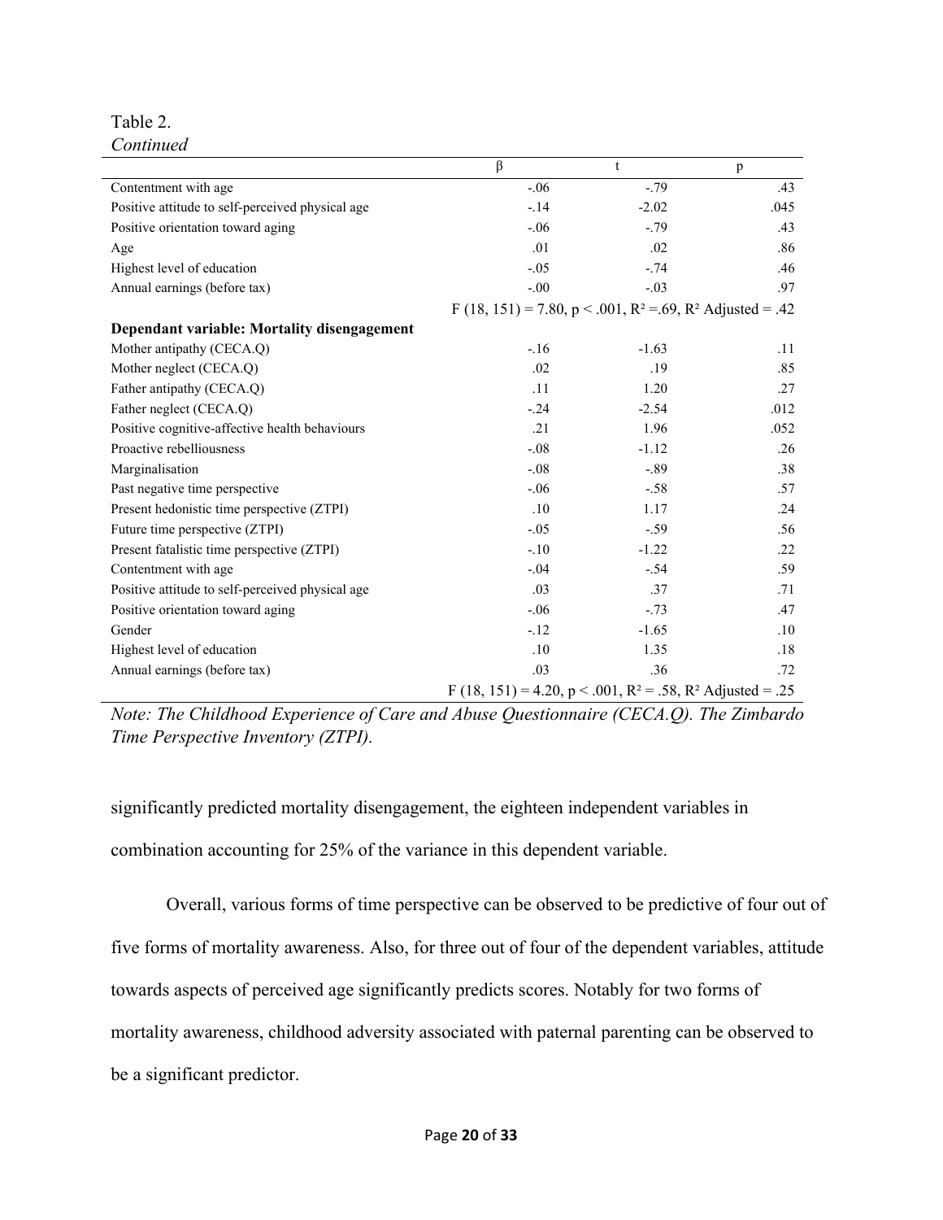Table 2.
*Continued*

| | β | t | p |
|---|---|---|---|
| Contentment with age | -.06 | -.79 | .43 |
| Positive attitude to self-perceived physical age | -.14 | -2.02 | .045 |
| Positive orientation toward aging | -.06 | -.79 | .43 |
| Age | .01 | .02 | .86 |
| Highest level of education | -.05 | -.74 | .46 |
| Annual earnings (before tax) | -.00 | -.03 | .97 |
| | $F$ (18, 151) = 7.80, $p < .001$, $R^2$ =.69, $R^2$ Adjusted = .42 | | |
| **Dependant variable: Mortality disengagement** | | | |
| Mother antipathy (CECA.Q) | -.16 | -1.63 | .11 |
| Mother neglect (CECA.Q) | .02 | .19 | .85 |
| Father antipathy (CECA.Q) | .11 | 1.20 | .27 |
| Father neglect (CECA.Q) | -.24 | -2.54 | .012 |
| Positive cognitive-affective health behaviours | .21 | 1.96 | .052 |
| Proactive rebelliousness | -.08 | -1.12 | .26 |
| Marginalisation | -.08 | -.89 | .38 |
| Past negative time perspective | -.06 | -.58 | .57 |
| Present hedonistic time perspective (ZTPI) | .10 | 1.17 | .24 |
| Future time perspective (ZTPI) | -.05 | -.59 | .56 |
| Present fatalistic time perspective (ZTPI) | -.10 | -1.22 | .22 |
| Contentment with age | -.04 | -.54 | .59 |
| Positive attitude to self-perceived physical age | .03 | .37 | .71 |
| Positive orientation toward aging | -.06 | -.73 | .47 |
| Gender | -.12 | -1.65 | .10 |
| Highest level of education | .10 | 1.35 | .18 |
| Annual earnings (before tax) | .03 | .36 | .72 |
| | $F$ (18, 151) = 4.20, $p < .001$, $R^2$ = .58, $R^2$ Adjusted = .25 | | |

*Note: The Childhood Experience of Care and Abuse Questionnaire (CECA.Q). The Zimbardo Time Perspective Inventory (ZTPI).*

significantly predicted mortality disengagement, the eighteen independent variables in combination accounting for 25% of the variance in this dependent variable.

Overall, various forms of time perspective can be observed to be predictive of four out of five forms of mortality awareness. Also, for three out of four of the dependent variables, attitude towards aspects of perceived age significantly predicts scores. Notably for two forms of mortality awareness, childhood adversity associated with paternal parenting can be observed to be a significant predictor.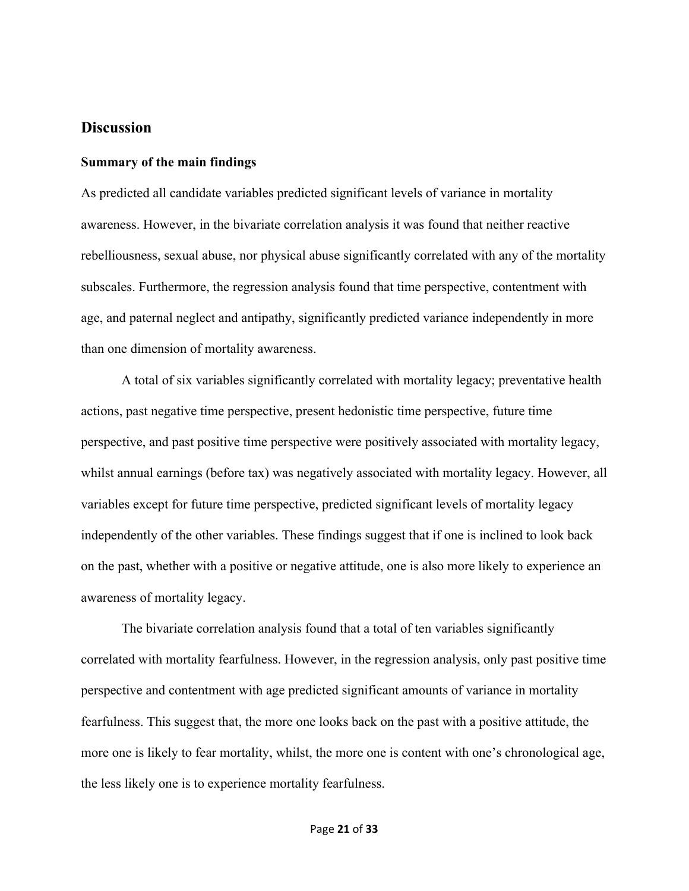## Discussion

### Summary of the main findings

As predicted all candidate variables predicted significant levels of variance in mortality awareness. However, in the bivariate correlation analysis it was found that neither reactive rebelliousness, sexual abuse, nor physical abuse significantly correlated with any of the mortality subscales. Furthermore, the regression analysis found that time perspective, contentment with age, and paternal neglect and antipathy, significantly predicted variance independently in more than one dimension of mortality awareness.

A total of six variables significantly correlated with mortality legacy; preventative health actions, past negative time perspective, present hedonistic time perspective, future time perspective, and past positive time perspective were positively associated with mortality legacy, whilst annual earnings (before tax) was negatively associated with mortality legacy. However, all variables except for future time perspective, predicted significant levels of mortality legacy independently of the other variables. These findings suggest that if one is inclined to look back on the past, whether with a positive or negative attitude, one is also more likely to experience an awareness of mortality legacy.

The bivariate correlation analysis found that a total of ten variables significantly correlated with mortality fearfulness. However, in the regression analysis, only past positive time perspective and contentment with age predicted significant amounts of variance in mortality fearfulness. This suggest that, the more one looks back on the past with a positive attitude, the more one is likely to fear mortality, whilst, the more one is content with one's chronological age, the less likely one is to experience mortality fearfulness.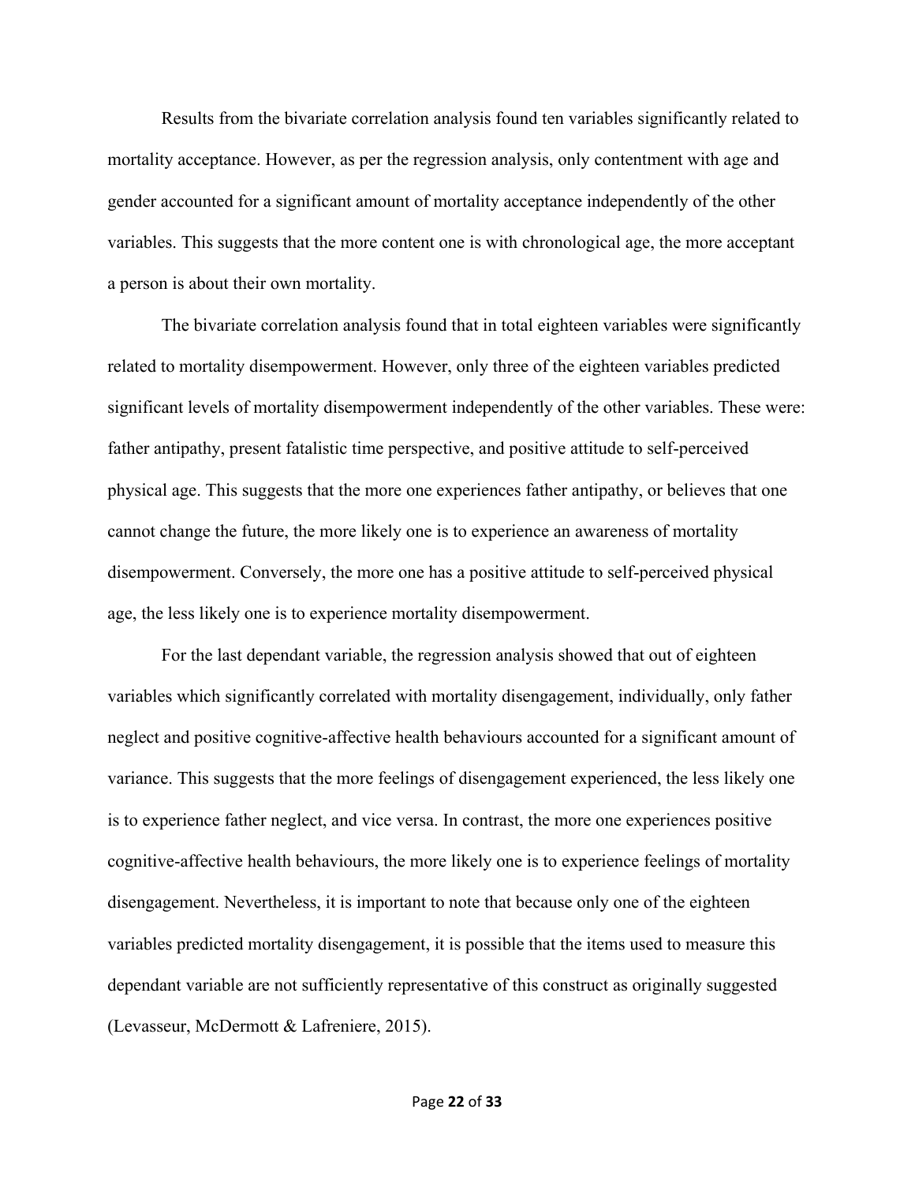Results from the bivariate correlation analysis found ten variables significantly related to mortality acceptance. However, as per the regression analysis, only contentment with age and gender accounted for a significant amount of mortality acceptance independently of the other variables. This suggests that the more content one is with chronological age, the more acceptant a person is about their own mortality.

The bivariate correlation analysis found that in total eighteen variables were significantly related to mortality disempowerment. However, only three of the eighteen variables predicted significant levels of mortality disempowerment independently of the other variables. These were: father antipathy, present fatalistic time perspective, and positive attitude to self-perceived physical age. This suggests that the more one experiences father antipathy, or believes that one cannot change the future, the more likely one is to experience an awareness of mortality disempowerment. Conversely, the more one has a positive attitude to self-perceived physical age, the less likely one is to experience mortality disempowerment.

For the last dependant variable, the regression analysis showed that out of eighteen variables which significantly correlated with mortality disengagement, individually, only father neglect and positive cognitive-affective health behaviours accounted for a significant amount of variance. This suggests that the more feelings of disengagement experienced, the less likely one is to experience father neglect, and vice versa. In contrast, the more one experiences positive cognitive-affective health behaviours, the more likely one is to experience feelings of mortality disengagement. Nevertheless, it is important to note that because only one of the eighteen variables predicted mortality disengagement, it is possible that the items used to measure this dependant variable are not sufficiently representative of this construct as originally suggested (Levasseur, McDermott & Lafreniere, 2015).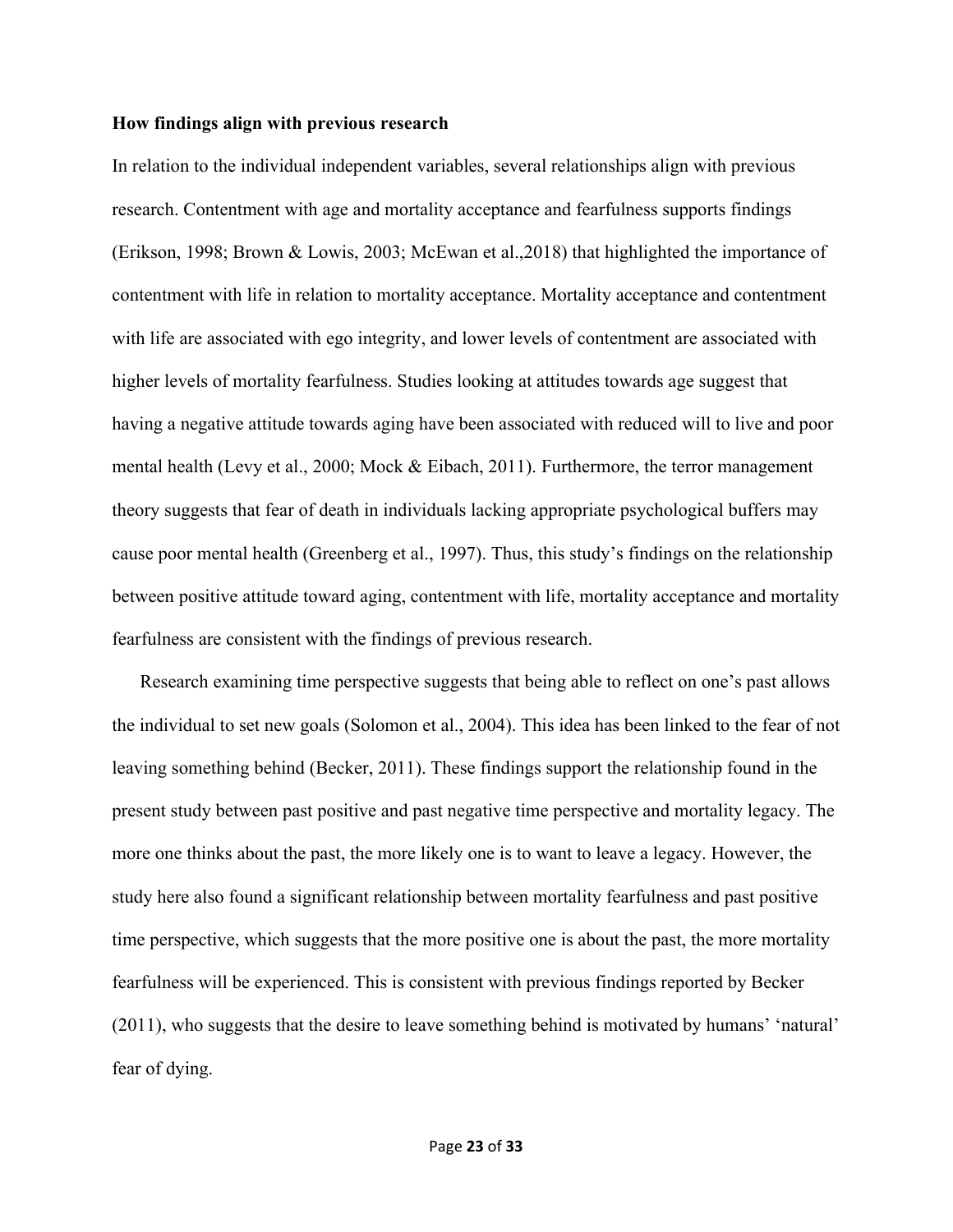**How findings align with previous research**

In relation to the individual independent variables, several relationships align with previous research. Contentment with age and mortality acceptance and fearfulness supports findings (Erikson, 1998; Brown & Lowis, 2003; McEwan et al.,2018) that highlighted the importance of contentment with life in relation to mortality acceptance. Mortality acceptance and contentment with life are associated with ego integrity, and lower levels of contentment are associated with higher levels of mortality fearfulness. Studies looking at attitudes towards age suggest that having a negative attitude towards aging have been associated with reduced will to live and poor mental health (Levy et al., 2000; Mock & Eibach, 2011). Furthermore, the terror management theory suggests that fear of death in individuals lacking appropriate psychological buffers may cause poor mental health (Greenberg et al., 1997). Thus, this study's findings on the relationship between positive attitude toward aging, contentment with life, mortality acceptance and mortality fearfulness are consistent with the findings of previous research.

Research examining time perspective suggests that being able to reflect on one's past allows the individual to set new goals (Solomon et al., 2004). This idea has been linked to the fear of not leaving something behind (Becker, 2011). These findings support the relationship found in the present study between past positive and past negative time perspective and mortality legacy. The more one thinks about the past, the more likely one is to want to leave a legacy. However, the study here also found a significant relationship between mortality fearfulness and past positive time perspective, which suggests that the more positive one is about the past, the more mortality fearfulness will be experienced. This is consistent with previous findings reported by Becker (2011), who suggests that the desire to leave something behind is motivated by humans' 'natural' fear of dying.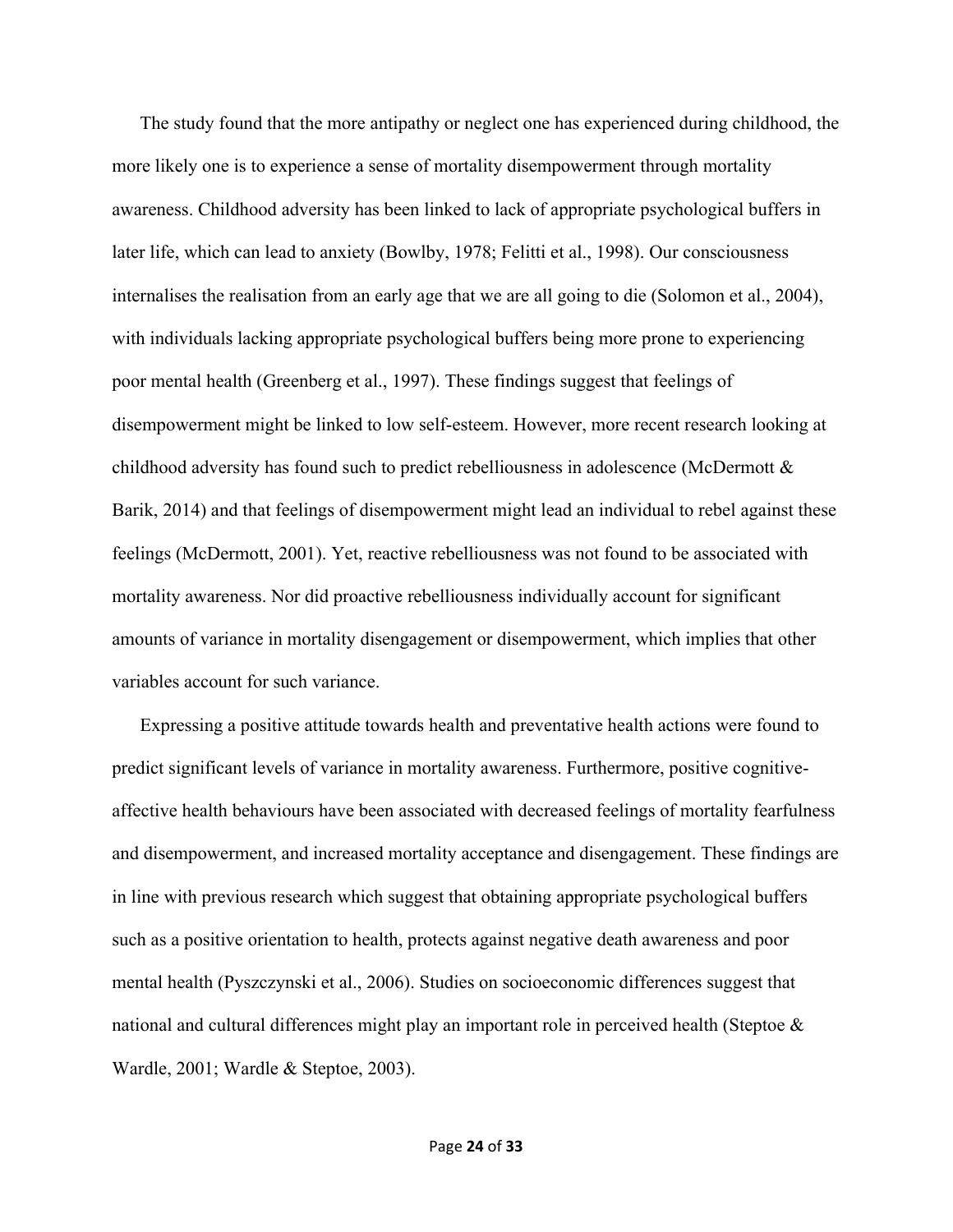The study found that the more antipathy or neglect one has experienced during childhood, the more likely one is to experience a sense of mortality disempowerment through mortality awareness. Childhood adversity has been linked to lack of appropriate psychological buffers in later life, which can lead to anxiety (Bowlby, 1978; Felitti et al., 1998). Our consciousness internalises the realisation from an early age that we are all going to die (Solomon et al., 2004), with individuals lacking appropriate psychological buffers being more prone to experiencing poor mental health (Greenberg et al., 1997). These findings suggest that feelings of disempowerment might be linked to low self-esteem. However, more recent research looking at childhood adversity has found such to predict rebelliousness in adolescence (McDermott & Barik, 2014) and that feelings of disempowerment might lead an individual to rebel against these feelings (McDermott, 2001). Yet, reactive rebelliousness was not found to be associated with mortality awareness. Nor did proactive rebelliousness individually account for significant amounts of variance in mortality disengagement or disempowerment, which implies that other variables account for such variance.

Expressing a positive attitude towards health and preventative health actions were found to predict significant levels of variance in mortality awareness. Furthermore, positive cognitive-affective health behaviours have been associated with decreased feelings of mortality fearfulness and disempowerment, and increased mortality acceptance and disengagement. These findings are in line with previous research which suggest that obtaining appropriate psychological buffers such as a positive orientation to health, protects against negative death awareness and poor mental health (Pyszczynski et al., 2006). Studies on socioeconomic differences suggest that national and cultural differences might play an important role in perceived health (Steptoe & Wardle, 2001; Wardle & Steptoe, 2003).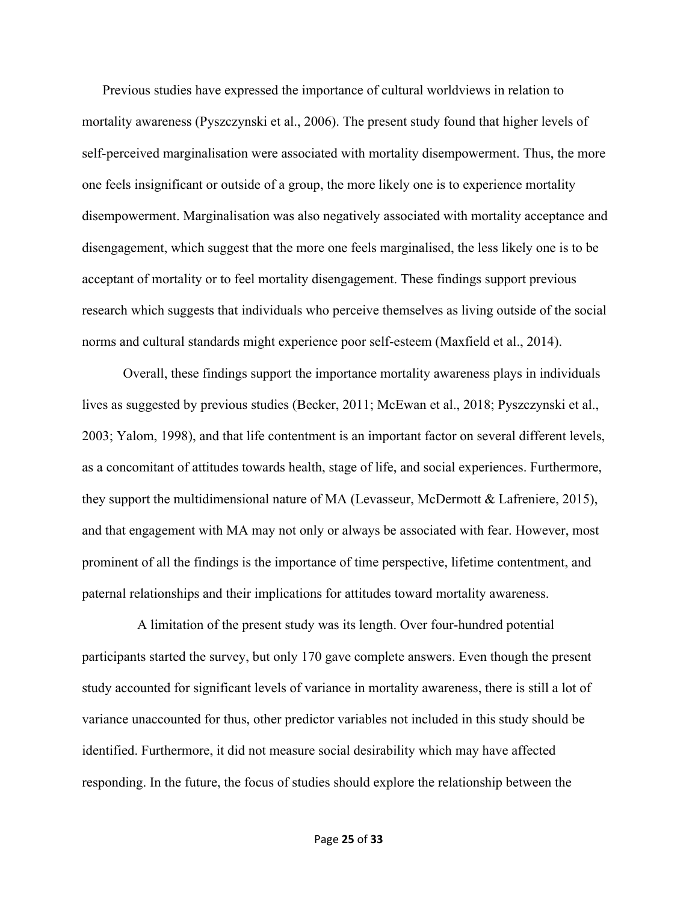Previous studies have expressed the importance of cultural worldviews in relation to mortality awareness (Pyszczynski et al., 2006). The present study found that higher levels of self-perceived marginalisation were associated with mortality disempowerment. Thus, the more one feels insignificant or outside of a group, the more likely one is to experience mortality disempowerment. Marginalisation was also negatively associated with mortality acceptance and disengagement, which suggest that the more one feels marginalised, the less likely one is to be acceptant of mortality or to feel mortality disengagement. These findings support previous research which suggests that individuals who perceive themselves as living outside of the social norms and cultural standards might experience poor self-esteem (Maxfield et al., 2014).

Overall, these findings support the importance mortality awareness plays in individuals lives as suggested by previous studies (Becker, 2011; McEwan et al., 2018; Pyszczynski et al., 2003; Yalom, 1998), and that life contentment is an important factor on several different levels, as a concomitant of attitudes towards health, stage of life, and social experiences. Furthermore, they support the multidimensional nature of MA (Levasseur, McDermott & Lafreniere, 2015), and that engagement with MA may not only or always be associated with fear. However, most prominent of all the findings is the importance of time perspective, lifetime contentment, and paternal relationships and their implications for attitudes toward mortality awareness.

A limitation of the present study was its length. Over four-hundred potential participants started the survey, but only 170 gave complete answers. Even though the present study accounted for significant levels of variance in mortality awareness, there is still a lot of variance unaccounted for thus, other predictor variables not included in this study should be identified. Furthermore, it did not measure social desirability which may have affected responding. In the future, the focus of studies should explore the relationship between the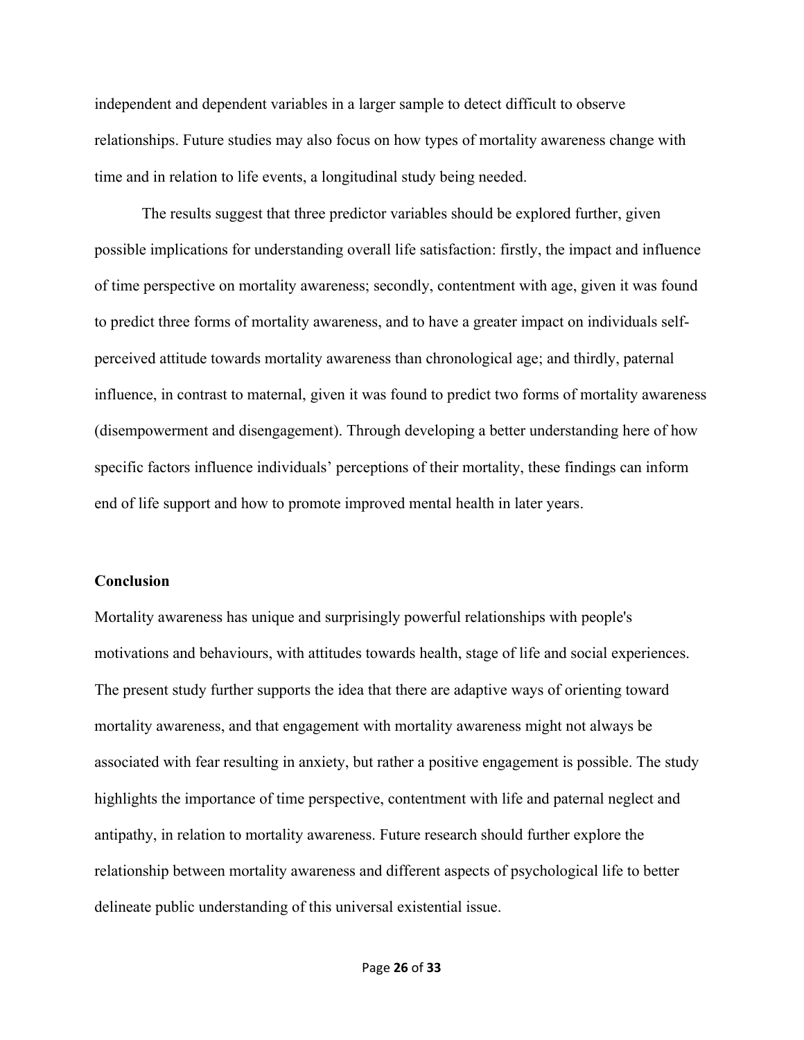independent and dependent variables in a larger sample to detect difficult to observe relationships. Future studies may also focus on how types of mortality awareness change with time and in relation to life events, a longitudinal study being needed.

The results suggest that three predictor variables should be explored further, given possible implications for understanding overall life satisfaction: firstly, the impact and influence of time perspective on mortality awareness; secondly, contentment with age, given it was found to predict three forms of mortality awareness, and to have a greater impact on individuals self-perceived attitude towards mortality awareness than chronological age; and thirdly, paternal influence, in contrast to maternal, given it was found to predict two forms of mortality awareness (disempowerment and disengagement). Through developing a better understanding here of how specific factors influence individuals' perceptions of their mortality, these findings can inform end of life support and how to promote improved mental health in later years.

**Conclusion**

Mortality awareness has unique and surprisingly powerful relationships with people's motivations and behaviours, with attitudes towards health, stage of life and social experiences. The present study further supports the idea that there are adaptive ways of orienting toward mortality awareness, and that engagement with mortality awareness might not always be associated with fear resulting in anxiety, but rather a positive engagement is possible. The study highlights the importance of time perspective, contentment with life and paternal neglect and antipathy, in relation to mortality awareness. Future research should further explore the relationship between mortality awareness and different aspects of psychological life to better delineate public understanding of this universal existential issue.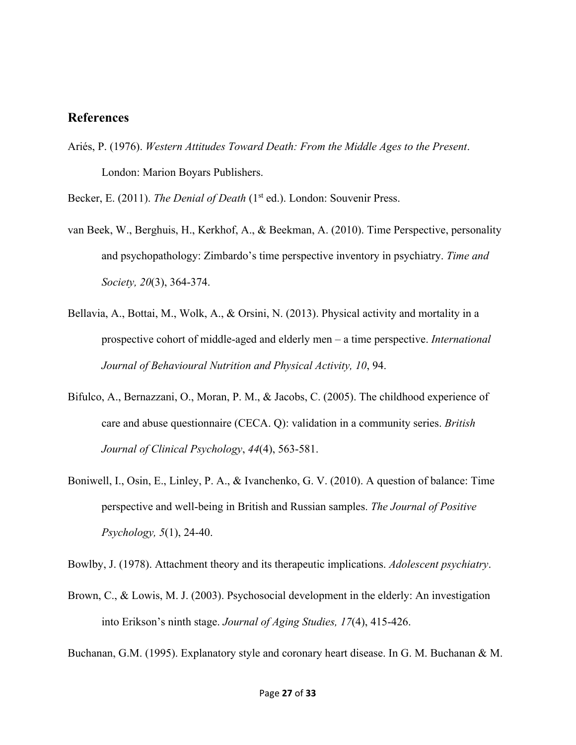## References

Ariés, P. (1976). *Western Attitudes Toward Death: From the Middle Ages to the Present*. London: Marion Boyars Publishers.

Becker, E. (2011). *The Denial of Death* (1st ed.). London: Souvenir Press.

van Beek, W., Berghuis, H., Kerkhof, A., & Beekman, A. (2010). Time Perspective, personality and psychopathology: Zimbardo's time perspective inventory in psychiatry. *Time and Society, 20*(3), 364-374.

Bellavia, A., Bottai, M., Wolk, A., & Orsini, N. (2013). Physical activity and mortality in a prospective cohort of middle-aged and elderly men – a time perspective. *International Journal of Behavioural Nutrition and Physical Activity, 10*, 94.

Bifulco, A., Bernazzani, O., Moran, P. M., & Jacobs, C. (2005). The childhood experience of care and abuse questionnaire (CECA. Q): validation in a community series. *British Journal of Clinical Psychology*, *44*(4), 563-581.

Boniwell, I., Osin, E., Linley, P. A., & Ivanchenko, G. V. (2010). A question of balance: Time perspective and well-being in British and Russian samples. *The Journal of Positive Psychology, 5*(1), 24-40.

Bowlby, J. (1978). Attachment theory and its therapeutic implications. *Adolescent psychiatry*.

Brown, C., & Lowis, M. J. (2003). Psychosocial development in the elderly: An investigation into Erikson's ninth stage. *Journal of Aging Studies, 17*(4), 415-426.

Buchanan, G.M. (1995). Explanatory style and coronary heart disease. In G. M. Buchanan & M.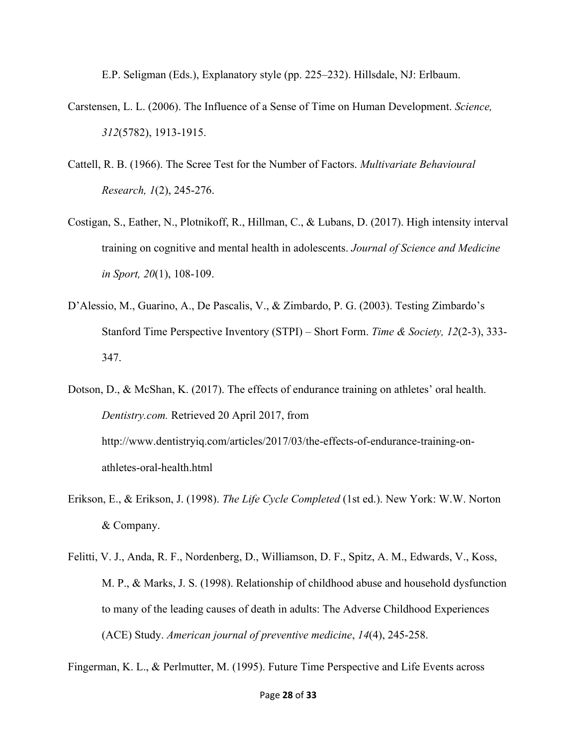E.P. Seligman (Eds.), Explanatory style (pp. 225–232). Hillsdale, NJ: Erlbaum.

Carstensen, L. L. (2006). The Influence of a Sense of Time on Human Development. *Science, 312*(5782), 1913-1915.

Cattell, R. B. (1966). The Scree Test for the Number of Factors. *Multivariate Behavioural Research, 1*(2), 245-276.

Costigan, S., Eather, N., Plotnikoff, R., Hillman, C., & Lubans, D. (2017). High intensity interval training on cognitive and mental health in adolescents. *Journal of Science and Medicine in Sport, 20*(1), 108-109.

D'Alessio, M., Guarino, A., De Pascalis, V., & Zimbardo, P. G. (2003). Testing Zimbardo's Stanford Time Perspective Inventory (STPI) – Short Form. *Time & Society, 12*(2-3), 333-347.

Dotson, D., & McShan, K. (2017). The effects of endurance training on athletes' oral health. *Dentistry.com.* Retrieved 20 April 2017, from http://www.dentistryiq.com/articles/2017/03/the-effects-of-endurance-training-on-athletes-oral-health.html

Erikson, E., & Erikson, J. (1998). *The Life Cycle Completed* (1st ed.). New York: W.W. Norton & Company.

Felitti, V. J., Anda, R. F., Nordenberg, D., Williamson, D. F., Spitz, A. M., Edwards, V., Koss, M. P., & Marks, J. S. (1998). Relationship of childhood abuse and household dysfunction to many of the leading causes of death in adults: The Adverse Childhood Experiences (ACE) Study. *American journal of preventive medicine*, *14*(4), 245-258.

Fingerman, K. L., & Perlmutter, M. (1995). Future Time Perspective and Life Events across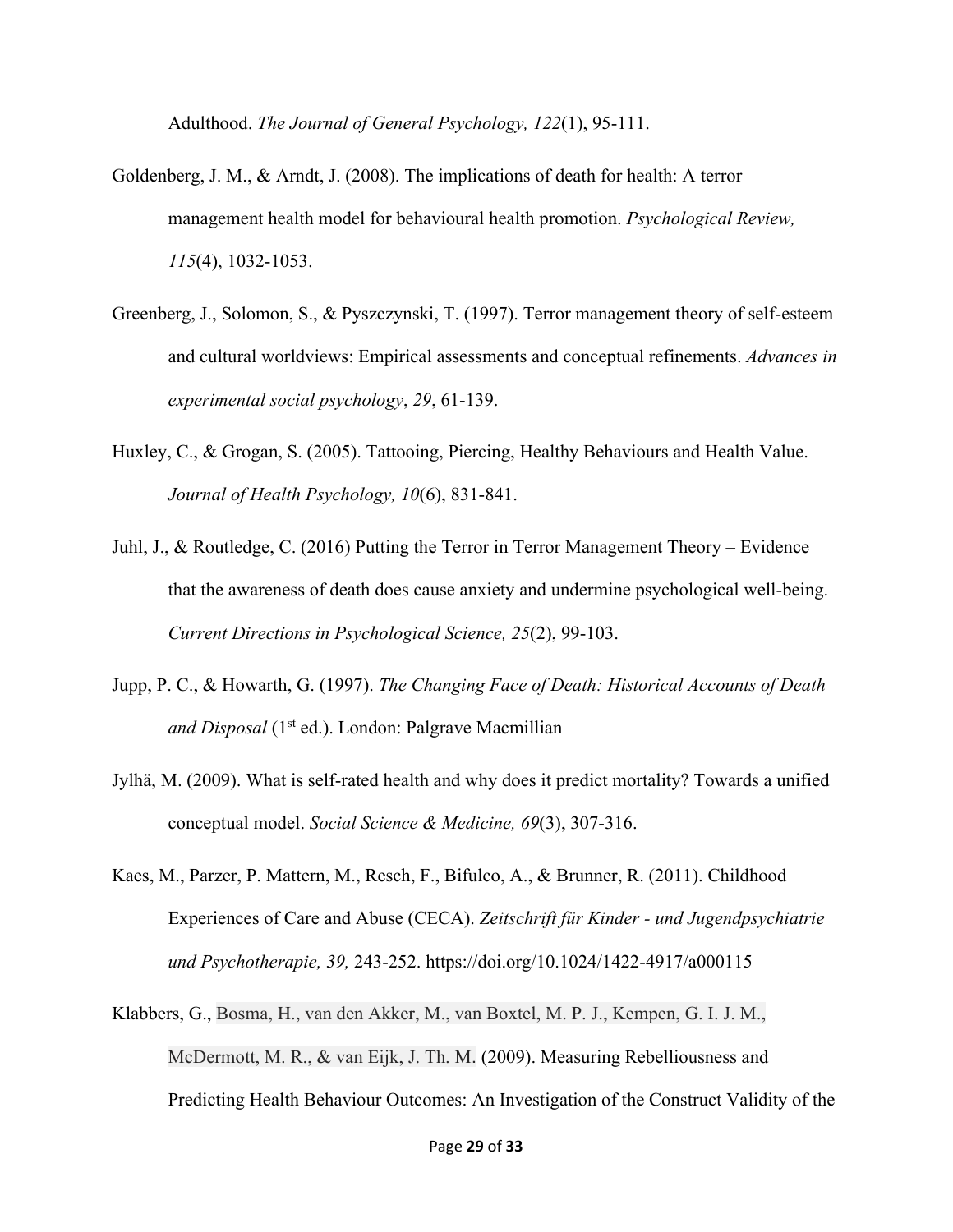Adulthood. *The Journal of General Psychology, 122*(1), 95-111.

Goldenberg, J. M., & Arndt, J. (2008). The implications of death for health: A terror management health model for behavioural health promotion. *Psychological Review, 115*(4), 1032-1053.

Greenberg, J., Solomon, S., & Pyszczynski, T. (1997). Terror management theory of self-esteem and cultural worldviews: Empirical assessments and conceptual refinements. *Advances in experimental social psychology*, *29*, 61-139.

Huxley, C., & Grogan, S. (2005). Tattooing, Piercing, Healthy Behaviours and Health Value. *Journal of Health Psychology, 10*(6), 831-841.

Juhl, J., & Routledge, C. (2016) Putting the Terror in Terror Management Theory – Evidence that the awareness of death does cause anxiety and undermine psychological well-being. *Current Directions in Psychological Science, 25*(2), 99-103.

Jupp, P. C., & Howarth, G. (1997). *The Changing Face of Death: Historical Accounts of Death and Disposal* (1st ed.). London: Palgrave Macmillian

Jylhä, M. (2009). What is self-rated health and why does it predict mortality? Towards a unified conceptual model. *Social Science & Medicine, 69*(3), 307-316.

Kaes, M., Parzer, P. Mattern, M., Resch, F., Bifulco, A., & Brunner, R. (2011). Childhood Experiences of Care and Abuse (CECA). *Zeitschrift für Kinder - und Jugendpsychiatrie und Psychotherapie, 39,* 243-252. https://doi.org/10.1024/1422-4917/a000115

Klabbers, G., Bosma, H., van den Akker, M., van Boxtel, M. P. J., Kempen, G. I. J. M., McDermott, M. R., & van Eijk, J. Th. M. (2009). Measuring Rebelliousness and Predicting Health Behaviour Outcomes: An Investigation of the Construct Validity of the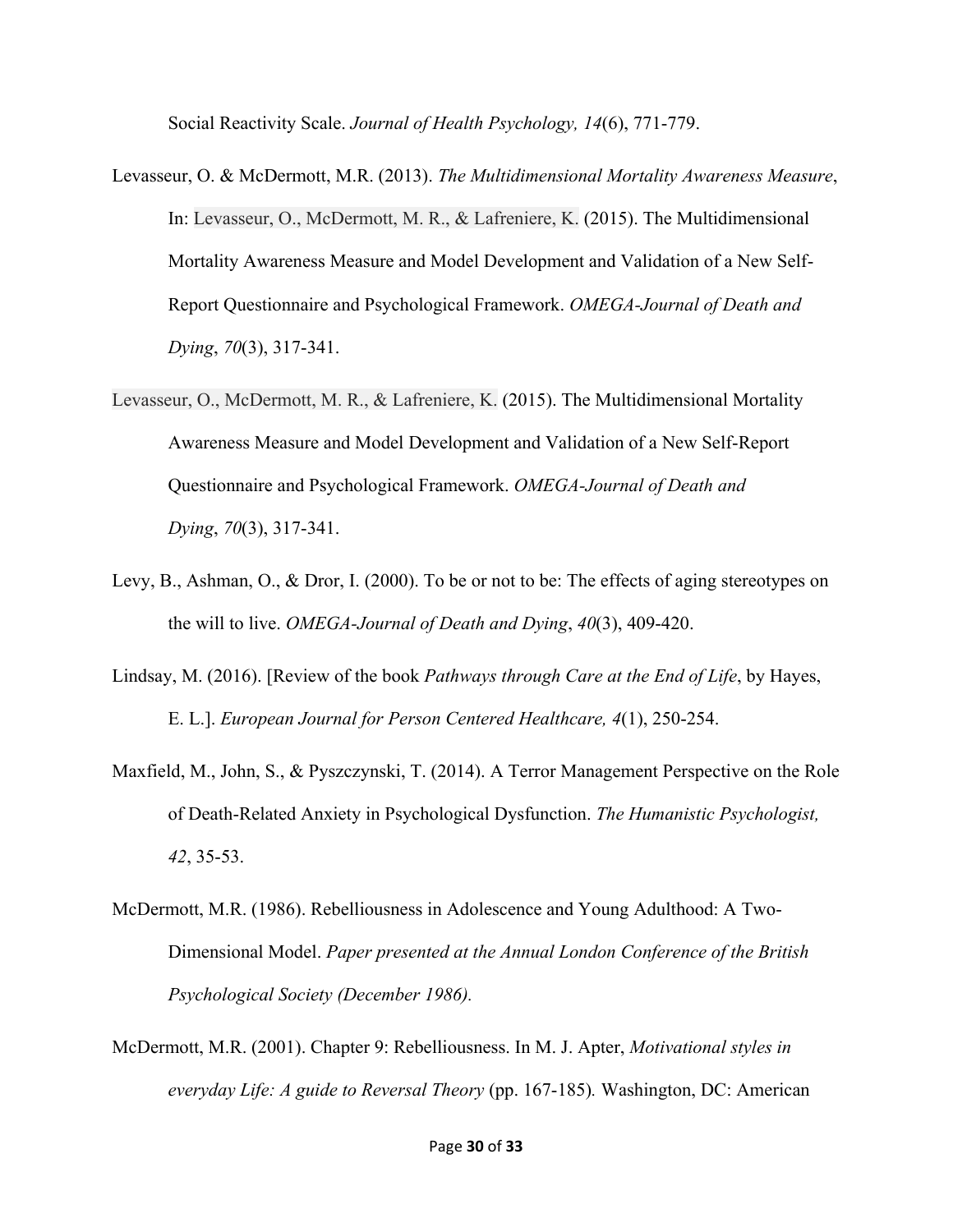Social Reactivity Scale. *Journal of Health Psychology, 14*(6), 771-779.

Levasseur, O. & McDermott, M.R. (2013). *The Multidimensional Mortality Awareness Measure*, In: Levasseur, O., McDermott, M. R., & Lafreniere, K. (2015). The Multidimensional Mortality Awareness Measure and Model Development and Validation of a New Self-Report Questionnaire and Psychological Framework. *OMEGA-Journal of Death and Dying*, *70*(3), 317-341.

Levasseur, O., McDermott, M. R., & Lafreniere, K. (2015). The Multidimensional Mortality Awareness Measure and Model Development and Validation of a New Self-Report Questionnaire and Psychological Framework. *OMEGA-Journal of Death and Dying*, *70*(3), 317-341.

Levy, B., Ashman, O., & Dror, I. (2000). To be or not to be: The effects of aging stereotypes on the will to live. *OMEGA-Journal of Death and Dying*, *40*(3), 409-420.

Lindsay, M. (2016). [Review of the book *Pathways through Care at the End of Life*, by Hayes, E. L.]. *European Journal for Person Centered Healthcare, 4*(1), 250-254.

Maxfield, M., John, S., & Pyszczynski, T. (2014). A Terror Management Perspective on the Role of Death-Related Anxiety in Psychological Dysfunction. *The Humanistic Psychologist, 42*, 35-53.

McDermott, M.R. (1986). Rebelliousness in Adolescence and Young Adulthood: A Two-Dimensional Model. *Paper presented at the Annual London Conference of the British Psychological Society (December 1986).*

McDermott, M.R. (2001). Chapter 9: Rebelliousness. In M. J. Apter, *Motivational styles in everyday Life: A guide to Reversal Theory* (pp. 167-185). Washington, DC: American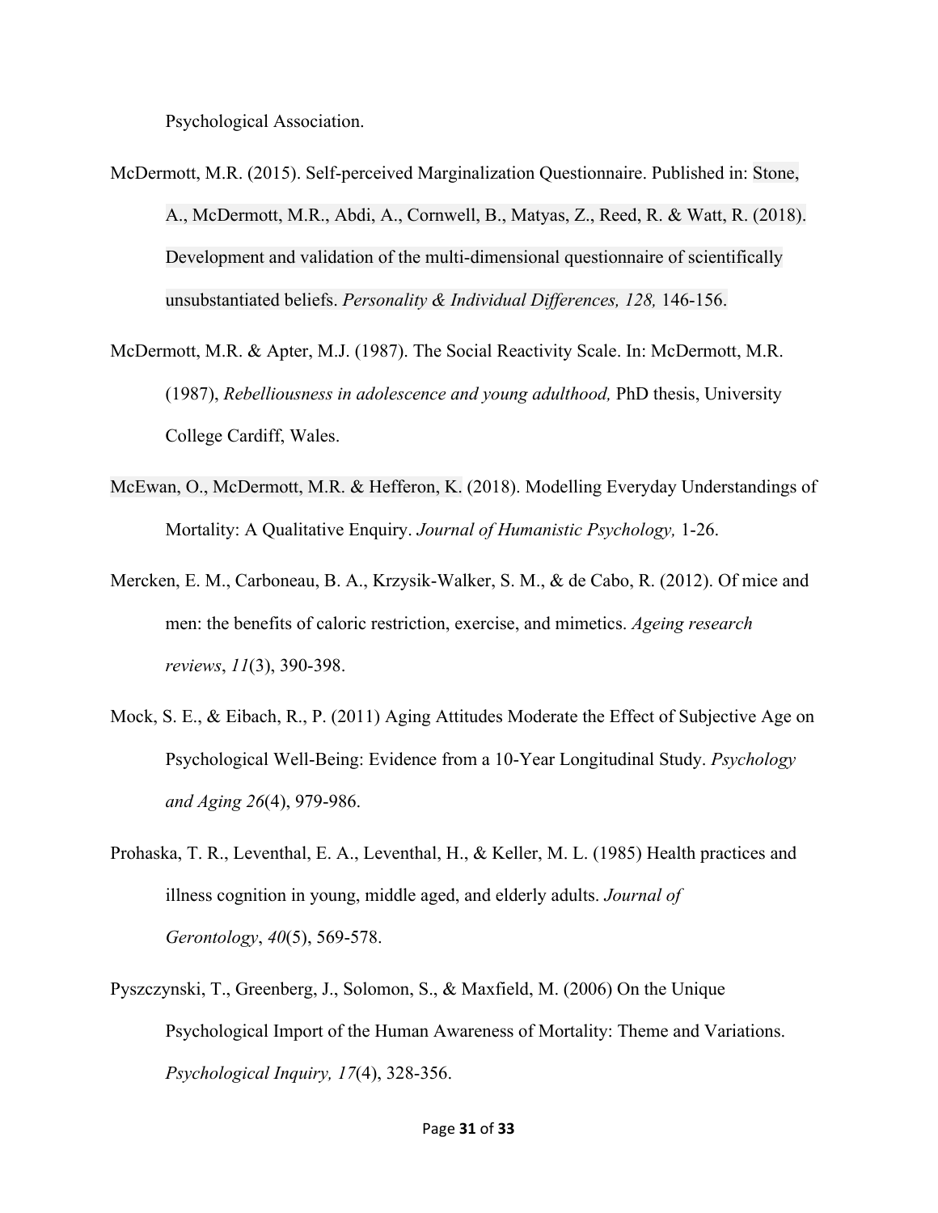Psychological Association.

McDermott, M.R. (2015). Self-perceived Marginalization Questionnaire. Published in: Stone, A., McDermott, M.R., Abdi, A., Cornwell, B., Matyas, Z., Reed, R. & Watt, R. (2018). Development and validation of the multi-dimensional questionnaire of scientifically unsubstantiated beliefs. *Personality & Individual Differences, 128,* 146-156.

McDermott, M.R. & Apter, M.J. (1987). The Social Reactivity Scale. In: McDermott, M.R. (1987), *Rebelliousness in adolescence and young adulthood,* PhD thesis, University College Cardiff, Wales.

McEwan, O., McDermott, M.R. & Hefferon, K. (2018). Modelling Everyday Understandings of Mortality: A Qualitative Enquiry. *Journal of Humanistic Psychology,* 1-26.

Mercken, E. M., Carboneau, B. A., Krzysik-Walker, S. M., & de Cabo, R. (2012). Of mice and men: the benefits of caloric restriction, exercise, and mimetics. *Ageing research reviews*, *11*(3), 390-398.

Mock, S. E., & Eibach, R., P. (2011) Aging Attitudes Moderate the Effect of Subjective Age on Psychological Well-Being: Evidence from a 10-Year Longitudinal Study. *Psychology and Aging 26*(4), 979-986.

Prohaska, T. R., Leventhal, E. A., Leventhal, H., & Keller, M. L. (1985) Health practices and illness cognition in young, middle aged, and elderly adults. *Journal of Gerontology*, *40*(5), 569-578.

Pyszczynski, T., Greenberg, J., Solomon, S., & Maxfield, M. (2006) On the Unique Psychological Import of the Human Awareness of Mortality: Theme and Variations. *Psychological Inquiry, 17*(4), 328-356.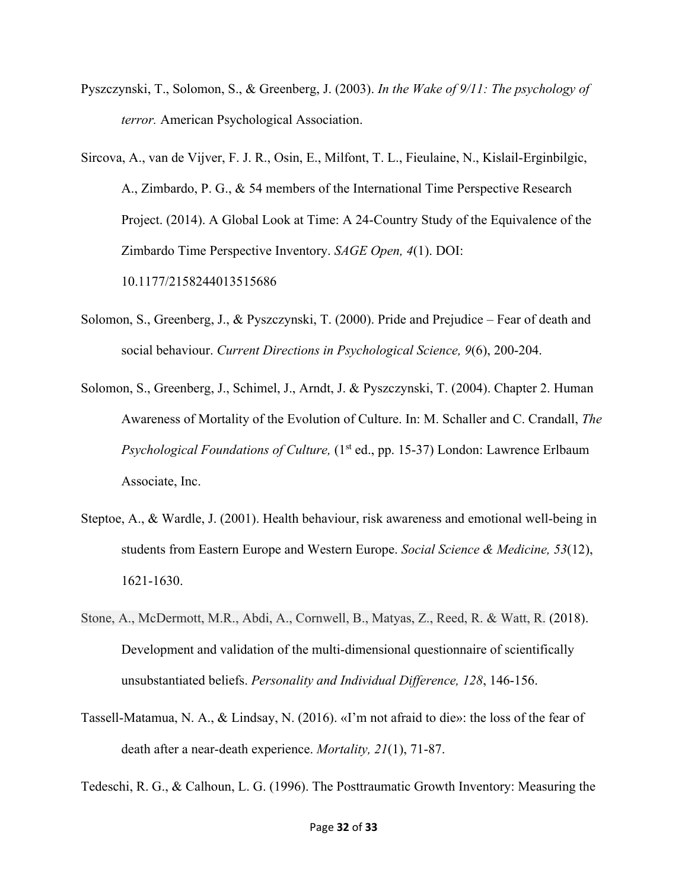Pyszczynski, T., Solomon, S., & Greenberg, J. (2003). *In the Wake of 9/11: The psychology of terror.* American Psychological Association.

Sircova, A., van de Vijver, F. J. R., Osin, E., Milfont, T. L., Fieulaine, N., Kislail-Erginbilgic, A., Zimbardo, P. G., & 54 members of the International Time Perspective Research Project. (2014). A Global Look at Time: A 24-Country Study of the Equivalence of the Zimbardo Time Perspective Inventory. *SAGE Open, 4*(1). DOI: 10.1177/2158244013515686

Solomon, S., Greenberg, J., & Pyszczynski, T. (2000). Pride and Prejudice – Fear of death and social behaviour. *Current Directions in Psychological Science, 9*(6), 200-204.

Solomon, S., Greenberg, J., Schimel, J., Arndt, J. & Pyszczynski, T. (2004). Chapter 2. Human Awareness of Mortality of the Evolution of Culture. In: M. Schaller and C. Crandall, *The Psychological Foundations of Culture,* (1st ed., pp. 15-37) London: Lawrence Erlbaum Associate, Inc.

Steptoe, A., & Wardle, J. (2001). Health behaviour, risk awareness and emotional well-being in students from Eastern Europe and Western Europe. *Social Science & Medicine, 53*(12), 1621-1630.

Stone, A., McDermott, M.R., Abdi, A., Cornwell, B., Matyas, Z., Reed, R. & Watt, R. (2018). Development and validation of the multi-dimensional questionnaire of scientifically unsubstantiated beliefs. *Personality and Individual Difference, 128*, 146-156.

Tassell-Matamua, N. A., & Lindsay, N. (2016). «I'm not afraid to die»: the loss of the fear of death after a near-death experience. *Mortality, 21*(1), 71-87.

Tedeschi, R. G., & Calhoun, L. G. (1996). The Posttraumatic Growth Inventory: Measuring the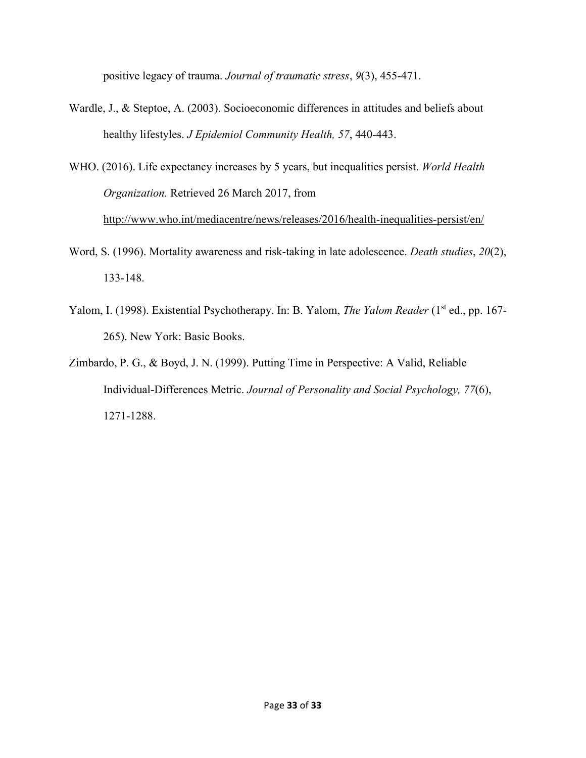positive legacy of trauma. *Journal of traumatic stress*, *9*(3), 455-471.

Wardle, J., & Steptoe, A. (2003). Socioeconomic differences in attitudes and beliefs about healthy lifestyles. *J Epidemiol Community Health, 57*, 440-443.

WHO. (2016). Life expectancy increases by 5 years, but inequalities persist. *World Health Organization.* Retrieved 26 March 2017, from http://www.who.int/mediacentre/news/releases/2016/health-inequalities-persist/en/

Word, S. (1996). Mortality awareness and risk-taking in late adolescence. *Death studies*, *20*(2), 133-148.

Yalom, I. (1998). Existential Psychotherapy. In: B. Yalom, *The Yalom Reader* (1st ed., pp. 167-265). New York: Basic Books.

Zimbardo, P. G., & Boyd, J. N. (1999). Putting Time in Perspective: A Valid, Reliable Individual-Differences Metric. *Journal of Personality and Social Psychology, 77*(6), 1271-1288.